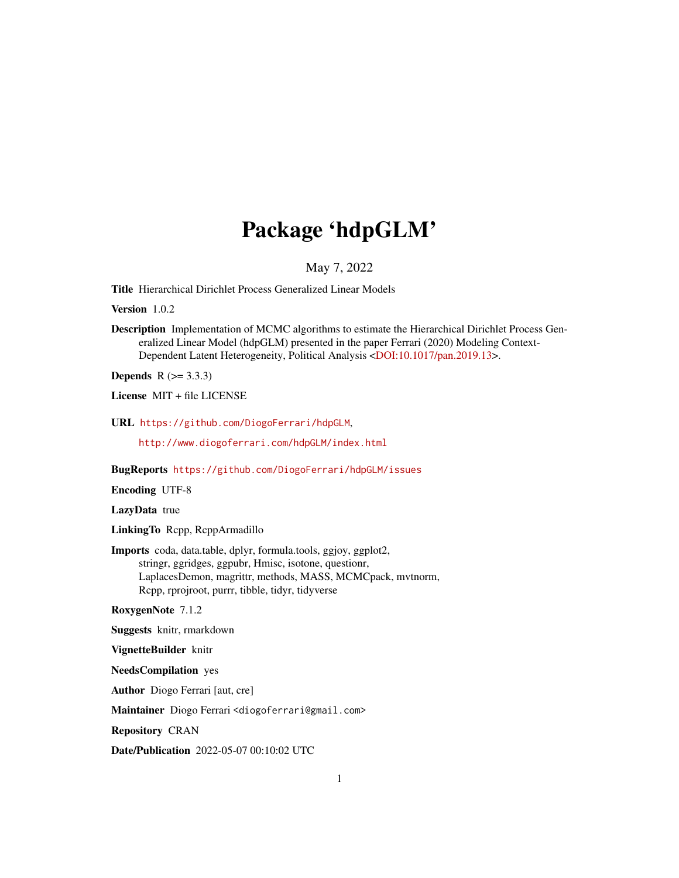# Package 'hdpGLM'

May 7, 2022

**Title** Hierarchical Dirichlet Process Generalized Linear Models

**Version** 1.0.2

**Description** Implementation of MCMC algorithms to estimate the Hierarchical Dirichlet Process Generalized Linear Model (hdpGLM) presented in the paper Ferrari (2020) Modeling Context-Dependent Latent Heterogeneity, Political Analysis <DOI:10.1017/pan.2019.13>.

**Depends** R (>= 3.3.3)

**License** MIT + file LICENSE

**URL** https://github.com/DiogoFerrari/hdpGLM,

http://www.diogoferrari.com/hdpGLM/index.html

**BugReports** https://github.com/DiogoFerrari/hdpGLM/issues

**Encoding** UTF-8

**LazyData** true

**LinkingTo** Rcpp, RcppArmadillo

**Imports** coda, data.table, dplyr, formula.tools, ggjoy, ggplot2, stringr, ggridges, ggpubr, Hmisc, isotone, questionr, LaplacesDemon, magrittr, methods, MASS, MCMCpack, mvtnorm, Rcpp, rprojroot, purrr, tibble, tidyr, tidyverse

**RoxygenNote** 7.1.2

**Suggests** knitr, rmarkdown

**VignetteBuilder** knitr

**NeedsCompilation** yes

**Author** Diogo Ferrari [aut, cre]

**Maintainer** Diogo Ferrari <diogoferrari@gmail.com>

**Repository** CRAN

**Date/Publication** 2022-05-07 00:10:02 UTC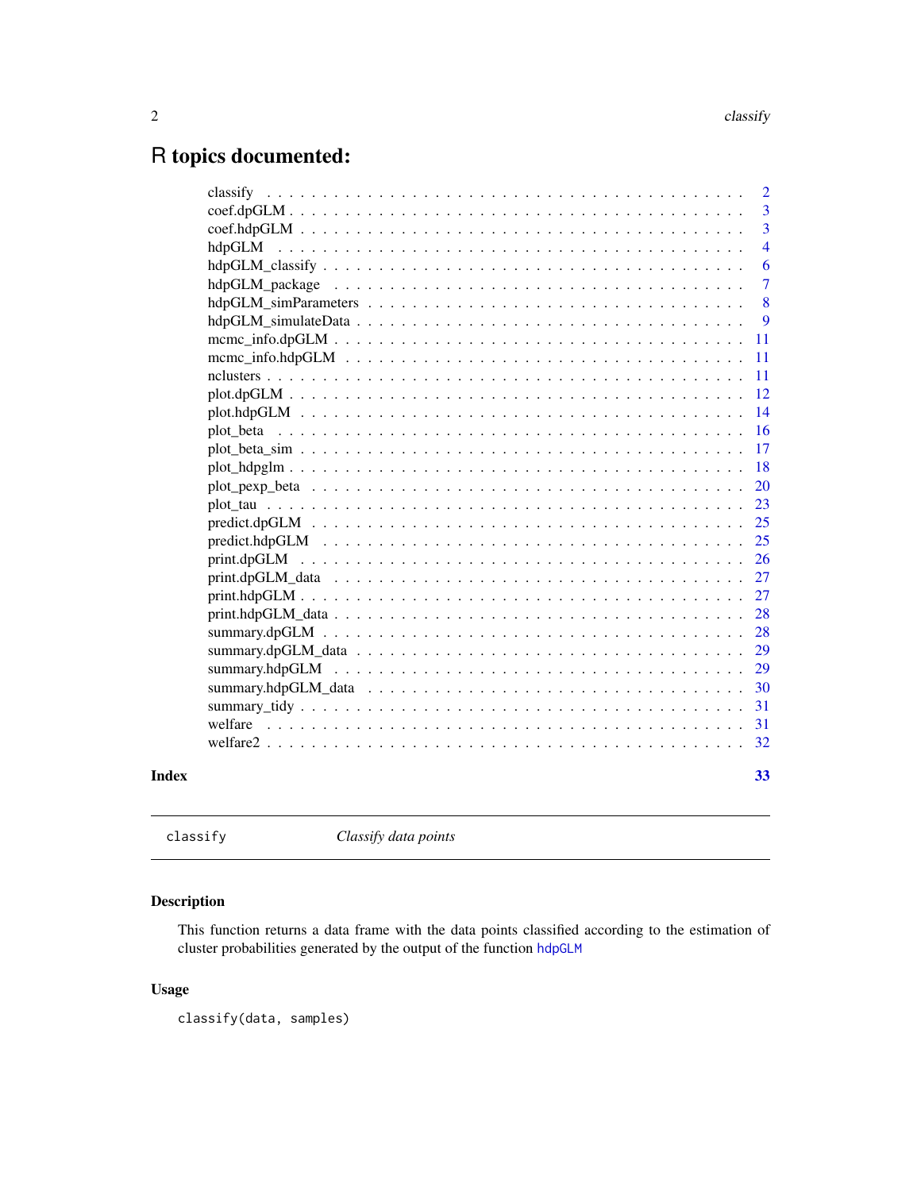# R topics documented:

| | |
|---|---|
| classify | 2 |
| coef.dpGLM | 3 |
| coef.hdpGLM | 3 |
| hdpGLM | 4 |
| hdpGLM_classify | 6 |
| hdpGLM_package | 7 |
| hdpGLM_simParameters | 8 |
| hdpGLM_simulateData | 9 |
| mcmc_info.dpGLM | 11 |
| mcmc_info.hdpGLM | 11 |
| nclusters | 11 |
| plot.dpGLM | 12 |
| plot.hdpGLM | 14 |
| plot_beta | 16 |
| plot_beta_sim | 17 |
| plot_hdpglm | 18 |
| plot_pexp_beta | 20 |
| plot_tau | 23 |
| predict.dpGLM | 25 |
| predict.hdpGLM | 25 |
| print.dpGLM | 26 |
| print.dpGLM_data | 27 |
| print.hdpGLM | 27 |
| print.hdpGLM_data | 28 |
| summary.dpGLM | 28 |
| summary.dpGLM_data | 29 |
| summary.hdpGLM | 29 |
| summary.hdpGLM_data | 30 |
| summary_tidy | 31 |
| welfare | 31 |
| welfare2 | 32 |

**Index** 33

---

classify *Classify data points*

---

## Description

This function returns a data frame with the data points classified according to the estimation of cluster probabilities generated by the output of the function hdpGLM

## Usage

```
classify(data, samples)
```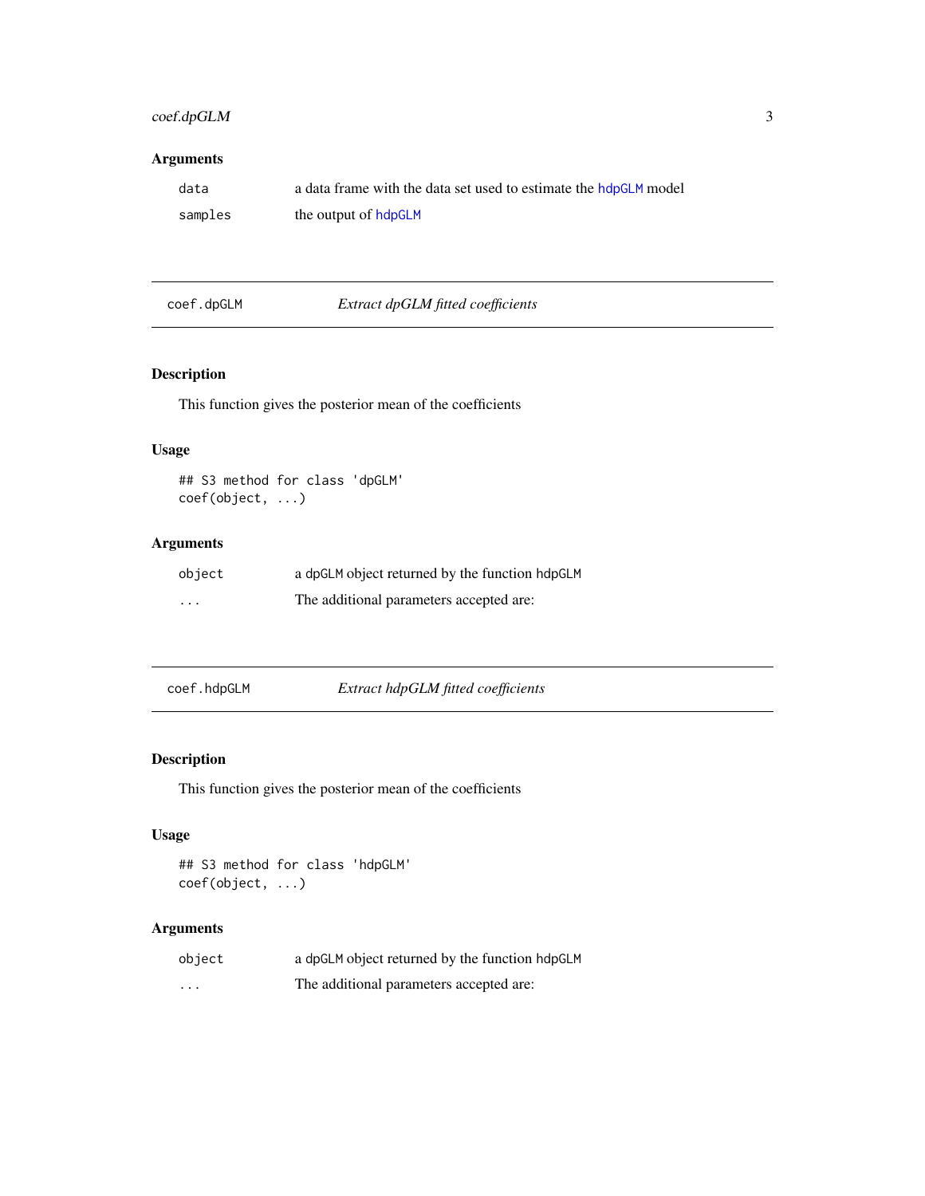## Arguments

| | |
|---|---|
| `data` | a data frame with the data set used to estimate the `hdpGLM` model |
| `samples` | the output of `hdpGLM` |

---

## `coef.dpGLM` — *Extract dpGLM fitted coefficients*

### Description

This function gives the posterior mean of the coefficients

### Usage

```
## S3 method for class 'dpGLM'
coef(object, ...)
```

### Arguments

| | |
|---|---|
| `object` | a `dpGLM` object returned by the function `hdpGLM` |
| `...` | The additional parameters accepted are: |

---

## `coef.hdpGLM` — *Extract hdpGLM fitted coefficients*

### Description

This function gives the posterior mean of the coefficients

### Usage

```
## S3 method for class 'hdpGLM'
coef(object, ...)
```

### Arguments

| | |
|---|---|
| `object` | a `dpGLM` object returned by the function `hdpGLM` |
| `...` | The additional parameters accepted are: |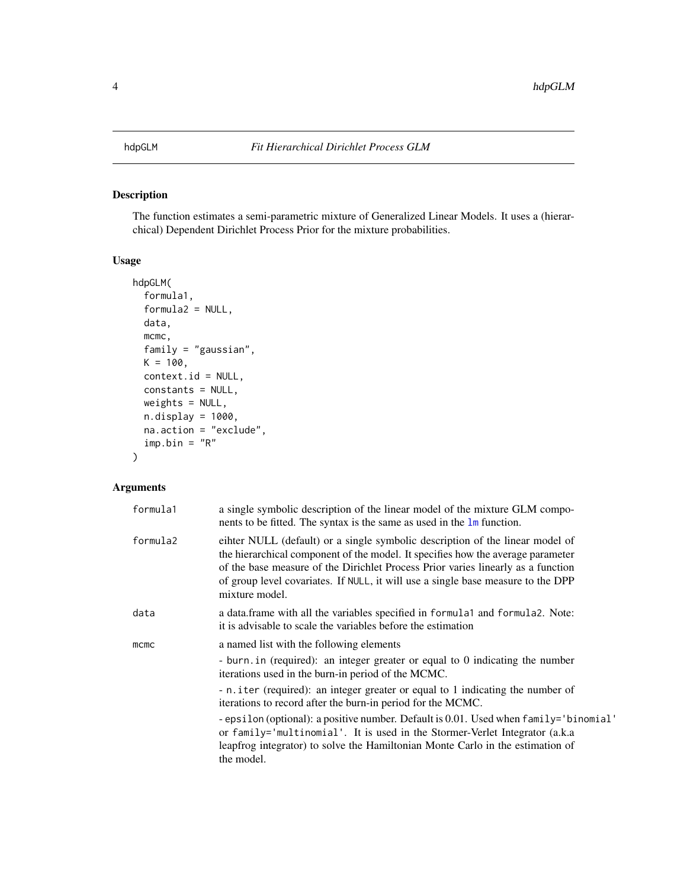hdpGLM *Fit Hierarchical Dirichlet Process GLM*

## Description

The function estimates a semi-parametric mixture of Generalized Linear Models. It uses a (hierarchical) Dependent Dirichlet Process Prior for the mixture probabilities.

## Usage

```
hdpGLM(
  formula1,
  formula2 = NULL,
  data,
  mcmc,
  family = "gaussian",
  K = 100,
  context.id = NULL,
  constants = NULL,
  weights = NULL,
  n.display = 1000,
  na.action = "exclude",
  imp.bin = "R"
)
```

## Arguments

| Argument | Description |
|---|---|
| `formula1` | a single symbolic description of the linear model of the mixture GLM components to be fitted. The syntax is the same as used in the `lm` function. |
| `formula2` | eihter NULL (default) or a single symbolic description of the linear model of the hierarchical component of the model. It specifies how the average parameter of the base measure of the Dirichlet Process Prior varies linearly as a function of group level covariates. If `NULL`, it will use a single base measure to the DPP mixture model. |
| `data` | a data.frame with all the variables specified in `formula1` and `formula2`. Note: it is advisable to scale the variables before the estimation |
| `mcmc` | a named list with the following elements<br><br>- `burn.in` (required): an integer greater or equal to 0 indicating the number iterations used in the burn-in period of the MCMC.<br><br>- `n.iter` (required): an integer greater or equal to 1 indicating the number of iterations to record after the burn-in period for the MCMC.<br><br>- `epsilon` (optional): a positive number. Default is 0.01. Used when `family='binomial'` or `family='multinomial'`. It is used in the Stormer-Verlet Integrator (a.k.a leapfrog integrator) to solve the Hamiltonian Monte Carlo in the estimation of the model. |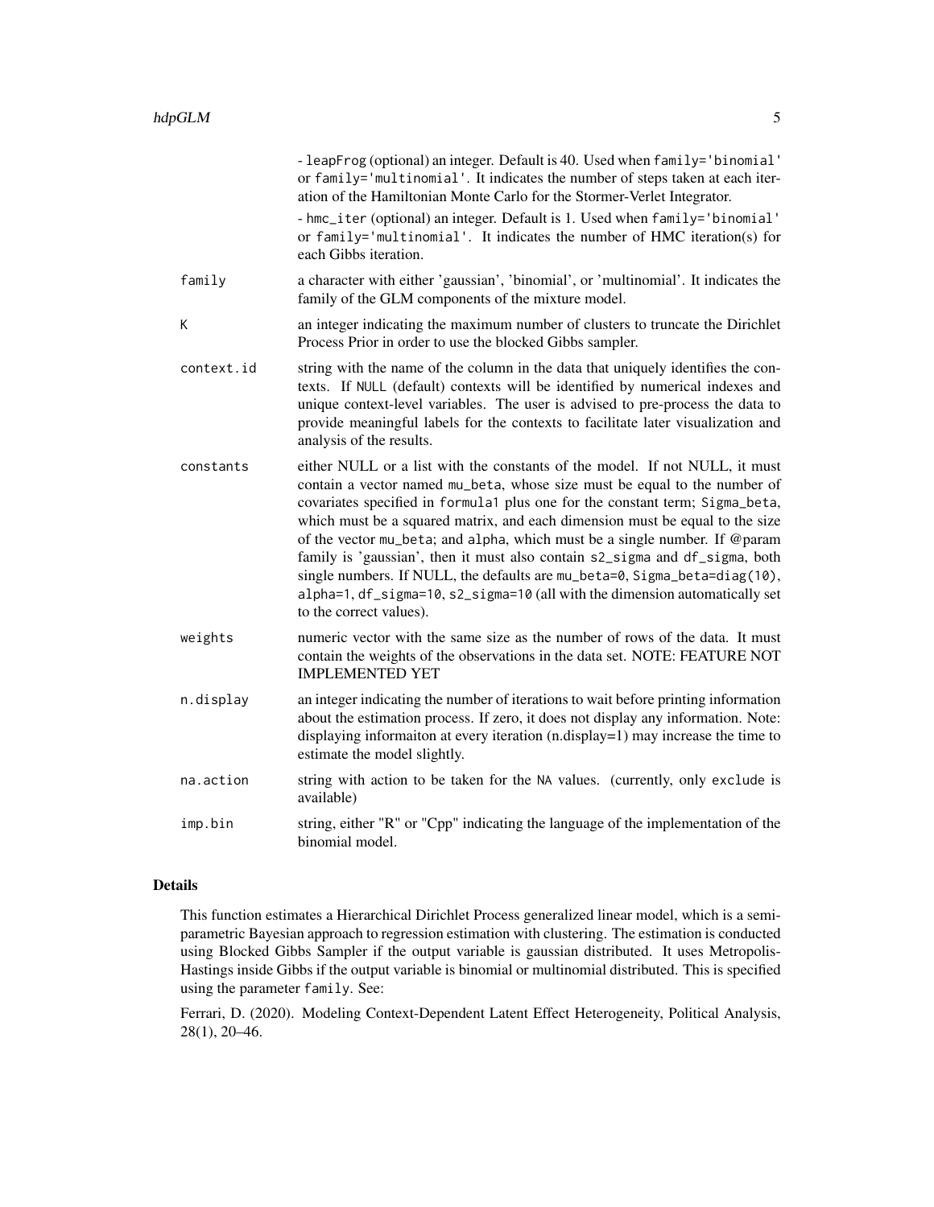- leapFrog (optional) an integer. Default is 40. Used when family='binomial' or family='multinomial'. It indicates the number of steps taken at each iteration of the Hamiltonian Monte Carlo for the Stormer-Verlet Integrator.

- hmc_iter (optional) an integer. Default is 1. Used when family='binomial' or family='multinomial'. It indicates the number of HMC iteration(s) for each Gibbs iteration.

| | |
|---|---|
| family | a character with either 'gaussian', 'binomial', or 'multinomial'. It indicates the family of the GLM components of the mixture model. |
| K | an integer indicating the maximum number of clusters to truncate the Dirichlet Process Prior in order to use the blocked Gibbs sampler. |
| context.id | string with the name of the column in the data that uniquely identifies the contexts. If NULL (default) contexts will be identified by numerical indexes and unique context-level variables. The user is advised to pre-process the data to provide meaningful labels for the contexts to facilitate later visualization and analysis of the results. |
| constants | either NULL or a list with the constants of the model. If not NULL, it must contain a vector named mu_beta, whose size must be equal to the number of covariates specified in formula1 plus one for the constant term; Sigma_beta, which must be a squared matrix, and each dimension must be equal to the size of the vector mu_beta; and alpha, which must be a single number. If @param family is 'gaussian', then it must also contain s2_sigma and df_sigma, both single numbers. If NULL, the defaults are mu_beta=0, Sigma_beta=diag(10), alpha=1, df_sigma=10, s2_sigma=10 (all with the dimension automatically set to the correct values). |
| weights | numeric vector with the same size as the number of rows of the data. It must contain the weights of the observations in the data set. NOTE: FEATURE NOT IMPLEMENTED YET |
| n.display | an integer indicating the number of iterations to wait before printing information about the estimation process. If zero, it does not display any information. Note: displaying informaiton at every iteration (n.display=1) may increase the time to estimate the model slightly. |
| na.action | string with action to be taken for the NA values. (currently, only exclude is available) |
| imp.bin | string, either "R" or "Cpp" indicating the language of the implementation of the binomial model. |

## Details

This function estimates a Hierarchical Dirichlet Process generalized linear model, which is a semi-parametric Bayesian approach to regression estimation with clustering. The estimation is conducted using Blocked Gibbs Sampler if the output variable is gaussian distributed. It uses Metropolis-Hastings inside Gibbs if the output variable is binomial or multinomial distributed. This is specified using the parameter family. See:

Ferrari, D. (2020). Modeling Context-Dependent Latent Effect Heterogeneity, Political Analysis, 28(1), 20–46.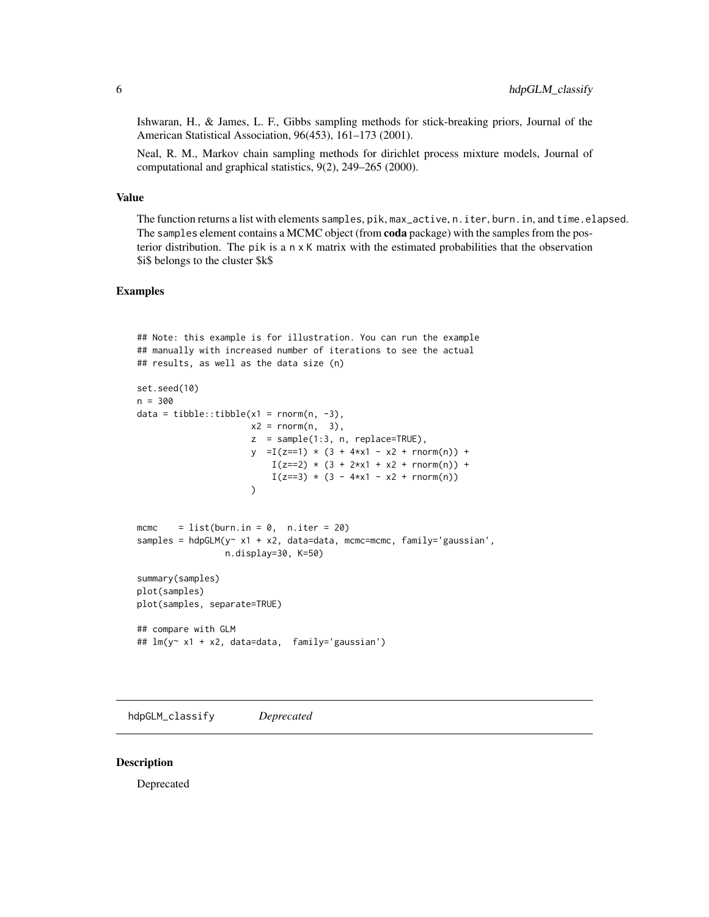Ishwaran, H., & James, L. F., Gibbs sampling methods for stick-breaking priors, Journal of the American Statistical Association, 96(453), 161–173 (2001).

Neal, R. M., Markov chain sampling methods for dirichlet process mixture models, Journal of computational and graphical statistics, 9(2), 249–265 (2000).

### Value

The function returns a list with elements `samples`, `pik`, `max_active`, `n.iter`, `burn.in`, and `time.elapsed`. The `samples` element contains a MCMC object (from **coda** package) with the samples from the posterior distribution. The `pik` is a `n x K` matrix with the estimated probabilities that the observation \$i\$ belongs to the cluster \$k\$

### Examples

```
## Note: this example is for illustration. You can run the example
## manually with increased number of iterations to see the actual
## results, as well as the data size (n)

set.seed(10)
n = 300
data = tibble::tibble(x1 = rnorm(n, -3),
                      x2 = rnorm(n,  3),
                      z  = sample(1:3, n, replace=TRUE),
                      y  =I(z==1) * (3 + 4*x1 - x2 + rnorm(n)) +
                          I(z==2) * (3 + 2*x1 + x2 + rnorm(n)) +
                          I(z==3) * (3 - 4*x1 - x2 + rnorm(n))
                      )


mcmc    = list(burn.in = 0,  n.iter = 20)
samples = hdpGLM(y~ x1 + x2, data=data, mcmc=mcmc, family='gaussian',
                 n.display=30, K=50)

summary(samples)
plot(samples)
plot(samples, separate=TRUE)

## compare with GLM
## lm(y~ x1 + x2, data=data,  family='gaussian')
```

---

## hdpGLM_classify *Deprecated*

---

### Description

Deprecated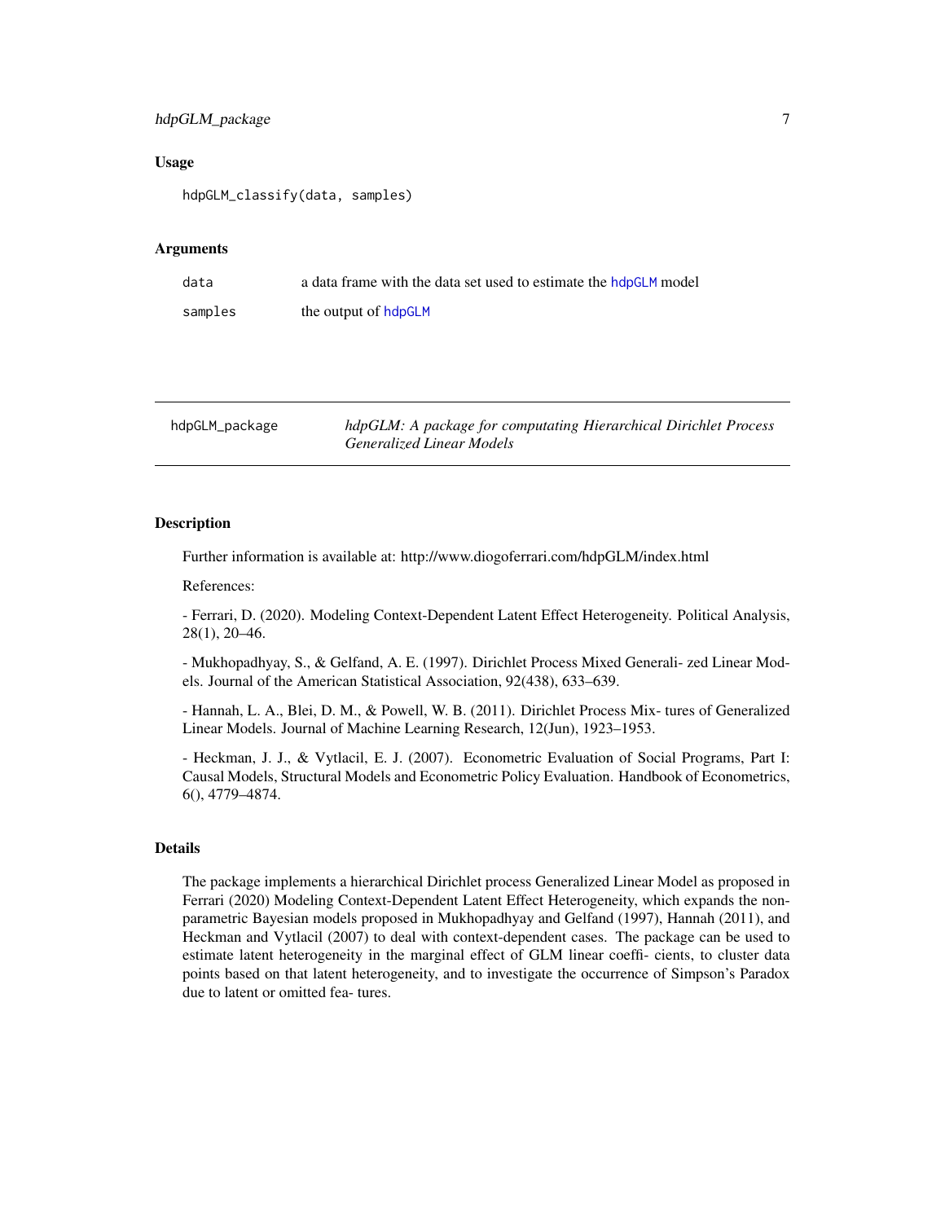### Usage

```
hdpGLM_classify(data, samples)
```

### Arguments

| | |
|---|---|
| data | a data frame with the data set used to estimate the hdpGLM model |
| samples | the output of hdpGLM |

---

## hdpGLM_package — *hdpGLM: A package for computating Hierarchical Dirichlet Process Generalized Linear Models*

### Description

Further information is available at: http://www.diogoferrari.com/hdpGLM/index.html

References:

- Ferrari, D. (2020). Modeling Context-Dependent Latent Effect Heterogeneity. Political Analysis, 28(1), 20–46.

- Mukhopadhyay, S., & Gelfand, A. E. (1997). Dirichlet Process Mixed Generali- zed Linear Models. Journal of the American Statistical Association, 92(438), 633–639.

- Hannah, L. A., Blei, D. M., & Powell, W. B. (2011). Dirichlet Process Mix- tures of Generalized Linear Models. Journal of Machine Learning Research, 12(Jun), 1923–1953.

- Heckman, J. J., & Vytlacil, E. J. (2007). Econometric Evaluation of Social Programs, Part I: Causal Models, Structural Models and Econometric Policy Evaluation. Handbook of Econometrics, 6(), 4779–4874.

### Details

The package implements a hierarchical Dirichlet process Generalized Linear Model as proposed in Ferrari (2020) Modeling Context-Dependent Latent Effect Heterogeneity, which expands the non-parametric Bayesian models proposed in Mukhopadhyay and Gelfand (1997), Hannah (2011), and Heckman and Vytlacil (2007) to deal with context-dependent cases. The package can be used to estimate latent heterogeneity in the marginal effect of GLM linear coeffi- cients, to cluster data points based on that latent heterogeneity, and to investigate the occurrence of Simpson's Paradox due to latent or omitted fea- tures.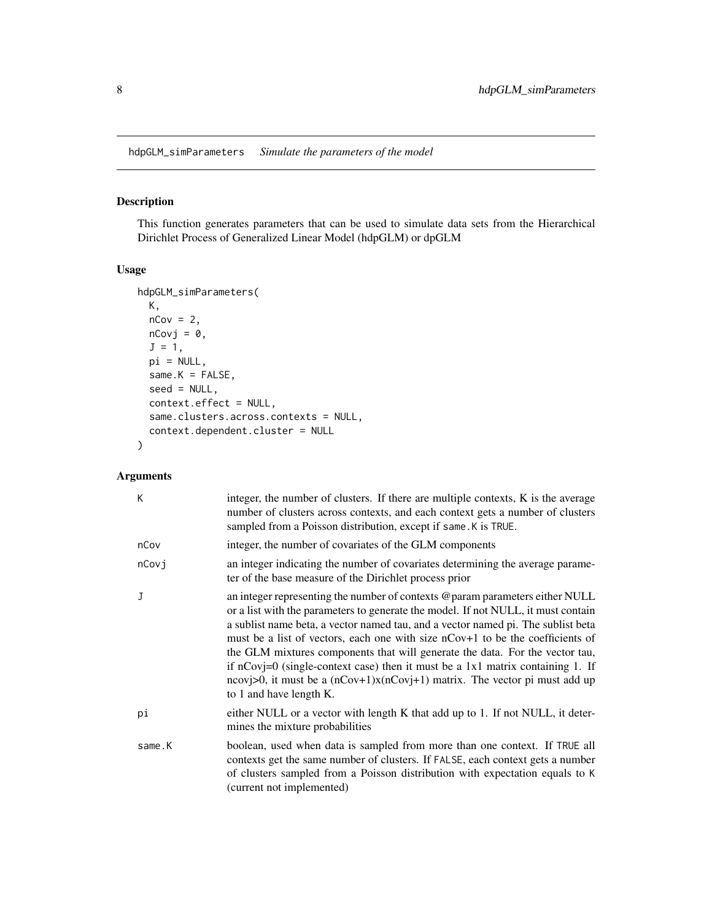hdpGLM_simParameters    *Simulate the parameters of the model*

## Description

This function generates parameters that can be used to simulate data sets from the Hierarchical Dirichlet Process of Generalized Linear Model (hdpGLM) or dpGLM

## Usage

```
hdpGLM_simParameters(
  K,
  nCov = 2,
  nCovj = 0,
  J = 1,
  pi = NULL,
  same.K = FALSE,
  seed = NULL,
  context.effect = NULL,
  same.clusters.across.contexts = NULL,
  context.dependent.cluster = NULL
)
```

## Arguments

| | |
|---|---|
| `K` | integer, the number of clusters. If there are multiple contexts, K is the average number of clusters across contexts, and each context gets a number of clusters sampled from a Poisson distribution, except if `same.K` is `TRUE`. |
| `nCov` | integer, the number of covariates of the GLM components |
| `nCovj` | an integer indicating the number of covariates determining the average parameter of the base measure of the Dirichlet process prior |
| `J` | an integer representing the number of contexts @param parameters either NULL or a list with the parameters to generate the model. If not NULL, it must contain a sublist name beta, a vector named tau, and a vector named pi. The sublist beta must be a list of vectors, each one with size nCov+1 to be the coefficients of the GLM mixtures components that will generate the data. For the vector tau, if nCovj=0 (single-context case) then it must be a 1x1 matrix containing 1. If ncovj>0, it must be a (nCov+1)x(nCovj+1) matrix. The vector pi must add up to 1 and have length K. |
| `pi` | either NULL or a vector with length K that add up to 1. If not NULL, it determines the mixture probabilities |
| `same.K` | boolean, used when data is sampled from more than one context. If `TRUE` all contexts get the same number of clusters. If `FALSE`, each context gets a number of clusters sampled from a Poisson distribution with expectation equals to `K` (current not implemented) |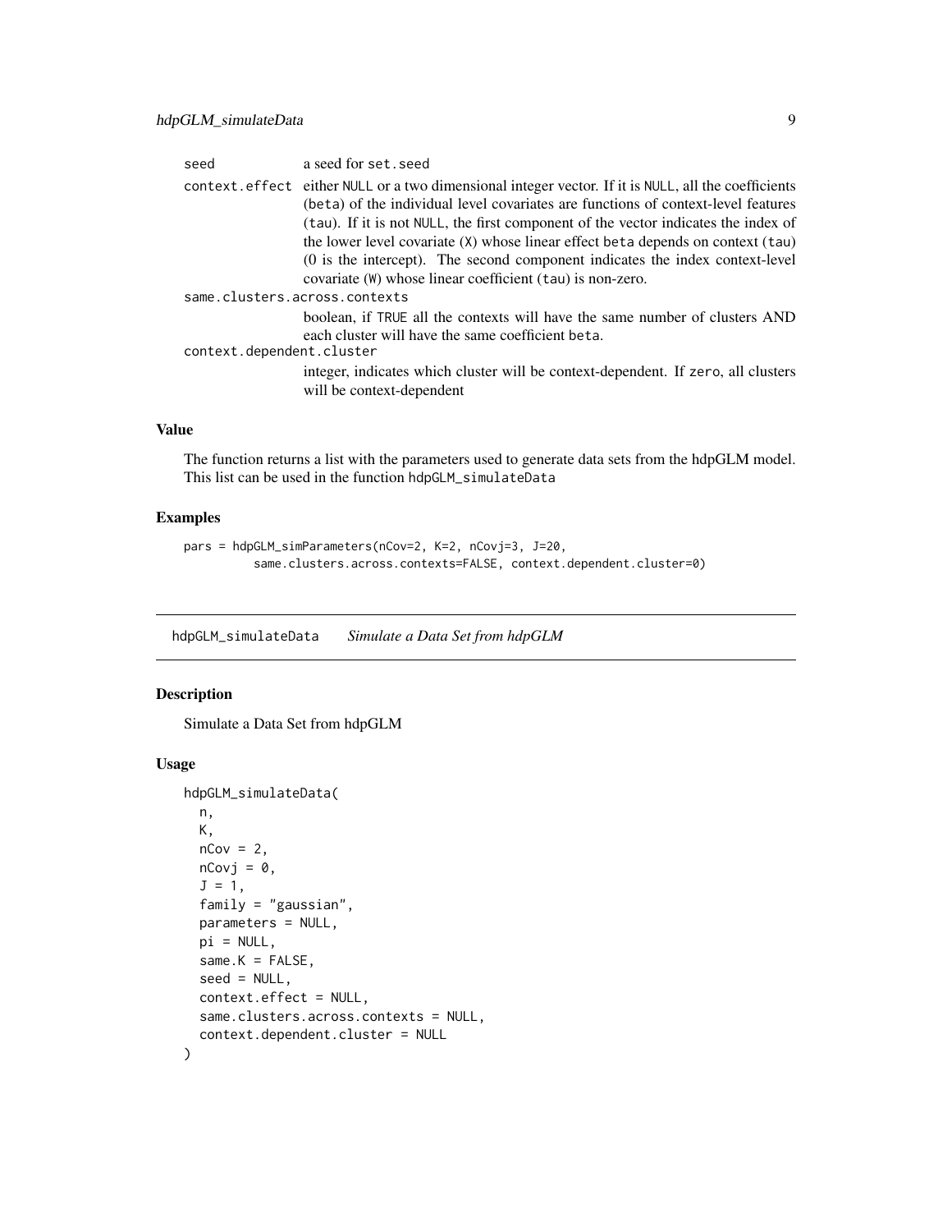| | |
|---|---|
| `seed` | a seed for `set.seed` |
| `context.effect` | either `NULL` or a two dimensional integer vector. If it is `NULL`, all the coefficients (`beta`) of the individual level covariates are functions of context-level features (`tau`). If it is not `NULL`, the first component of the vector indicates the index of the lower level covariate (`X`) whose linear effect `beta` depends on context (`tau`) (0 is the intercept). The second component indicates the index context-level covariate (`W`) whose linear coefficient (`tau`) is non-zero. |
| `same.clusters.across.contexts` | boolean, if `TRUE` all the contexts will have the same number of clusters AND each cluster will have the same coefficient `beta`. |
| `context.dependent.cluster` | integer, indicates which cluster will be context-dependent. If `zero`, all clusters will be context-dependent |

### Value

The function returns a list with the parameters used to generate data sets from the hdpGLM model. This list can be used in the function `hdpGLM_simulateData`

### Examples

```
pars = hdpGLM_simParameters(nCov=2, K=2, nCovj=3, J=20,
         same.clusters.across.contexts=FALSE, context.dependent.cluster=0)
```

---

## hdpGLM_simulateData    *Simulate a Data Set from hdpGLM*

### Description

Simulate a Data Set from hdpGLM

### Usage

```
hdpGLM_simulateData(
  n,
  K,
  nCov = 2,
  nCovj = 0,
  J = 1,
  family = "gaussian",
  parameters = NULL,
  pi = NULL,
  same.K = FALSE,
  seed = NULL,
  context.effect = NULL,
  same.clusters.across.contexts = NULL,
  context.dependent.cluster = NULL
)
```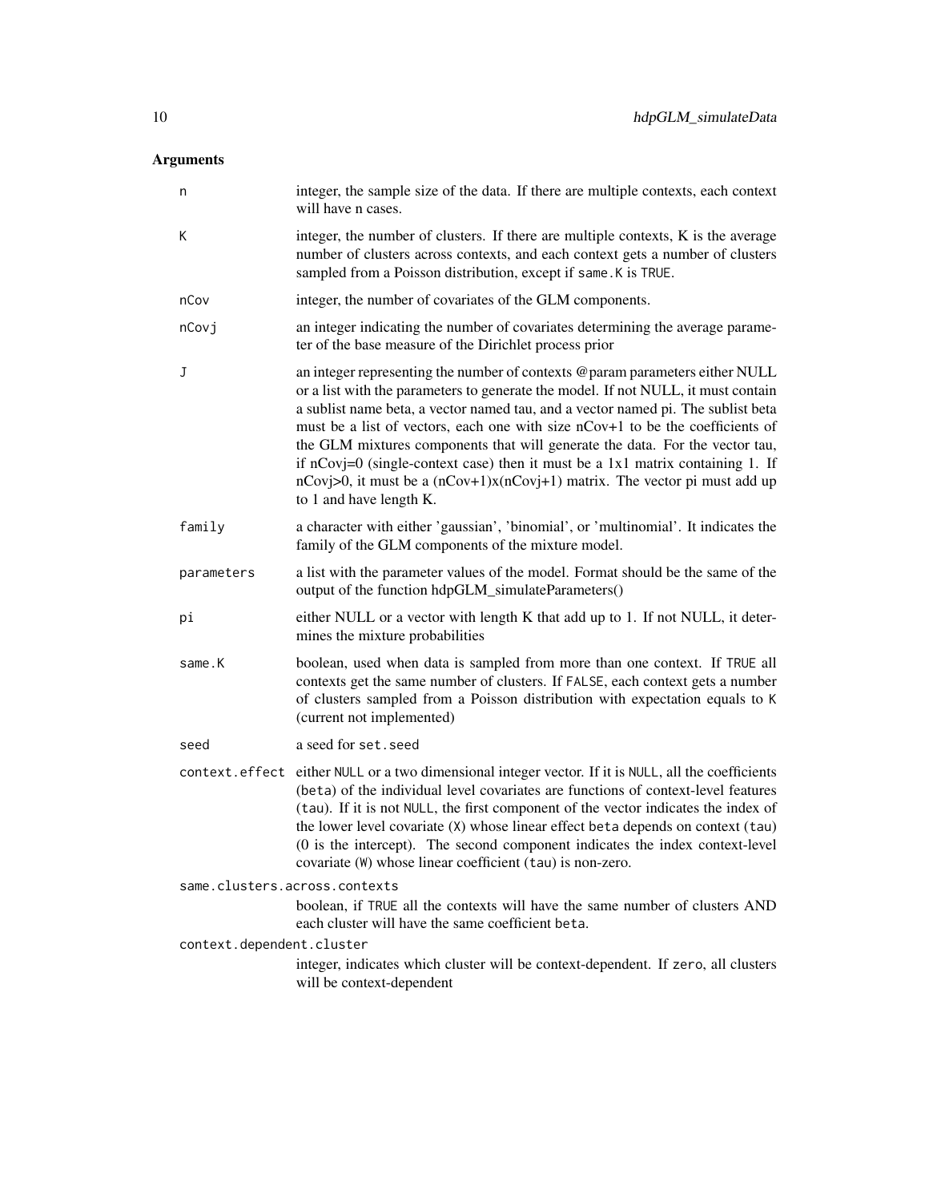## Arguments

| | |
|---|---|
| n | integer, the sample size of the data. If there are multiple contexts, each context will have n cases. |
| K | integer, the number of clusters. If there are multiple contexts, K is the average number of clusters across contexts, and each context gets a number of clusters sampled from a Poisson distribution, except if `same.K` is `TRUE`. |
| nCov | integer, the number of covariates of the GLM components. |
| nCovj | an integer indicating the number of covariates determining the average parameter of the base measure of the Dirichlet process prior |
| J | an integer representing the number of contexts @param parameters either NULL or a list with the parameters to generate the model. If not NULL, it must contain a sublist name beta, a vector named tau, and a vector named pi. The sublist beta must be a list of vectors, each one with size nCov+1 to be the coefficients of the GLM mixtures components that will generate the data. For the vector tau, if nCovj=0 (single-context case) then it must be a 1x1 matrix containing 1. If nCovj>0, it must be a (nCov+1)x(nCovj+1) matrix. The vector pi must add up to 1 and have length K. |
| family | a character with either 'gaussian', 'binomial', or 'multinomial'. It indicates the family of the GLM components of the mixture model. |
| parameters | a list with the parameter values of the model. Format should be the same of the output of the function hdpGLM_simulateParameters() |
| pi | either NULL or a vector with length K that add up to 1. If not NULL, it determines the mixture probabilities |
| same.K | boolean, used when data is sampled from more than one context. If `TRUE` all contexts get the same number of clusters. If `FALSE`, each context gets a number of clusters sampled from a Poisson distribution with expectation equals to `K` (current not implemented) |
| seed | a seed for `set.seed` |
| context.effect | either `NULL` or a two dimensional integer vector. If it is `NULL`, all the coefficients (`beta`) of the individual level covariates are functions of context-level features (`tau`). If it is not `NULL`, the first component of the vector indicates the index of the lower level covariate (`X`) whose linear effect `beta` depends on context (`tau`) (0 is the intercept). The second component indicates the index context-level covariate (`W`) whose linear coefficient (`tau`) is non-zero. |
| same.clusters.across.contexts | boolean, if `TRUE` all the contexts will have the same number of clusters AND each cluster will have the same coefficient `beta`. |
| context.dependent.cluster | integer, indicates which cluster will be context-dependent. If `zero`, all clusters will be context-dependent |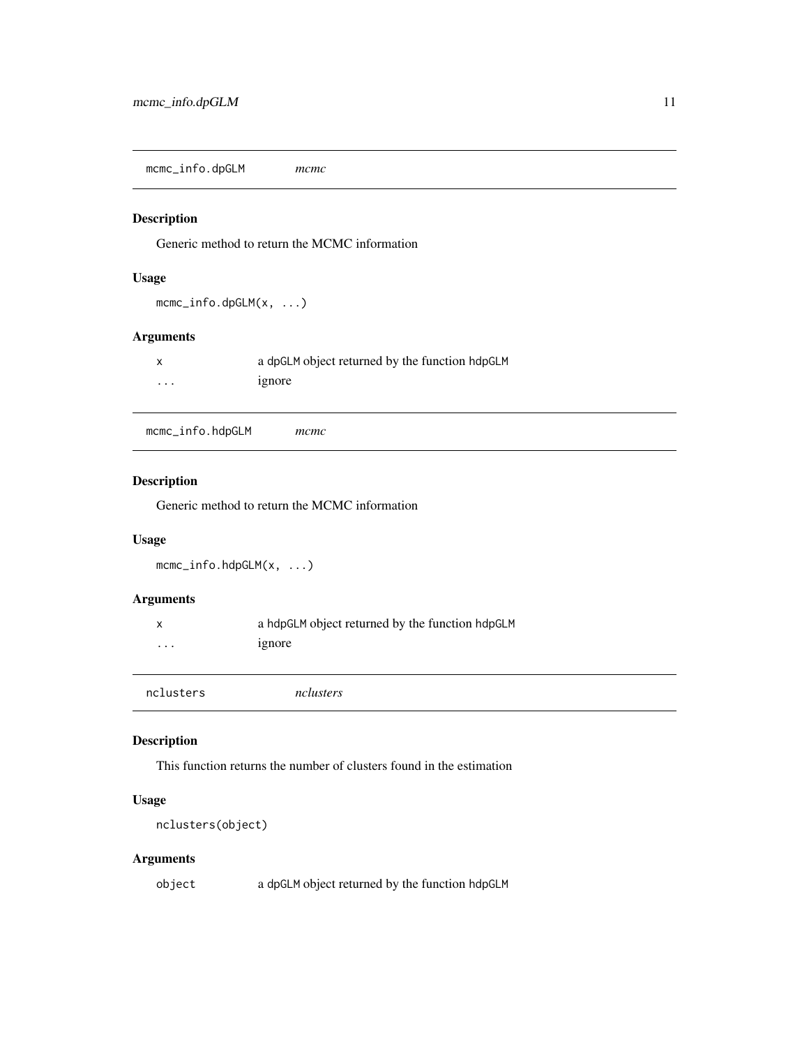## mcmc_info.dpGLM *mcmc*

### Description

Generic method to return the MCMC information

### Usage

```
mcmc_info.dpGLM(x, ...)
```

### Arguments

| | |
|---|---|
| x | a dpGLM object returned by the function hdpGLM |
| ... | ignore |

## mcmc_info.hdpGLM *mcmc*

### Description

Generic method to return the MCMC information

### Usage

```
mcmc_info.hdpGLM(x, ...)
```

### Arguments

| | |
|---|---|
| x | a hdpGLM object returned by the function hdpGLM |
| ... | ignore |

## nclusters *nclusters*

### Description

This function returns the number of clusters found in the estimation

### Usage

```
nclusters(object)
```

### Arguments

| | |
|---|---|
| object | a dpGLM object returned by the function hdpGLM |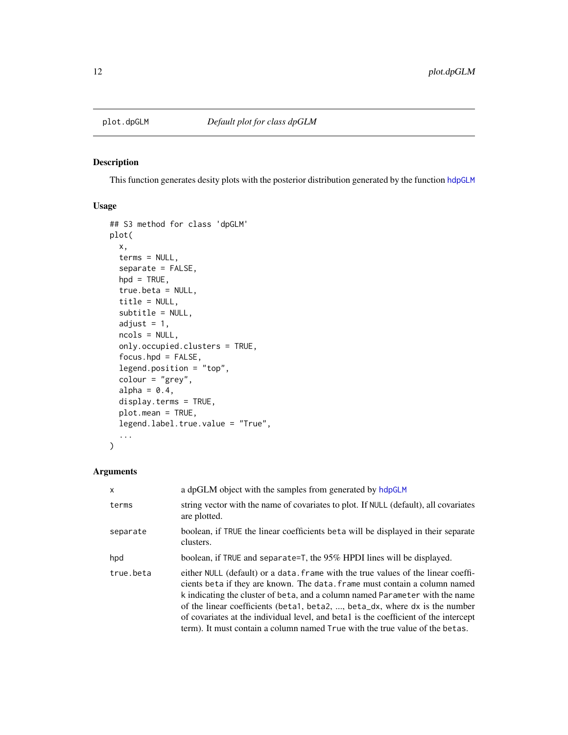# plot.dpGLM — *Default plot for class dpGLM*

## Description

This function generates desity plots with the posterior distribution generated by the function hdpGLM

## Usage

```
## S3 method for class 'dpGLM'
plot(
  x,
  terms = NULL,
  separate = FALSE,
  hpd = TRUE,
  true.beta = NULL,
  title = NULL,
  subtitle = NULL,
  adjust = 1,
  ncols = NULL,
  only.occupied.clusters = TRUE,
  focus.hpd = FALSE,
  legend.position = "top",
  colour = "grey",
  alpha = 0.4,
  display.terms = TRUE,
  plot.mean = TRUE,
  legend.label.true.value = "True",
  ...
)
```

## Arguments

| | |
|---|---|
| x | a dpGLM object with the samples from generated by hdpGLM |
| terms | string vector with the name of covariates to plot. If NULL (default), all covariates are plotted. |
| separate | boolean, if TRUE the linear coefficients beta will be displayed in their separate clusters. |
| hpd | boolean, if TRUE and separate=T, the 95% HPDI lines will be displayed. |
| true.beta | either NULL (default) or a data.frame with the true values of the linear coefficients beta if they are known. The data.frame must contain a column named k indicating the cluster of beta, and a column named Parameter with the name of the linear coefficients (beta1, beta2, ..., beta_dx, where dx is the number of covariates at the individual level, and beta1 is the coefficient of the intercept term). It must contain a column named True with the true value of the betas. |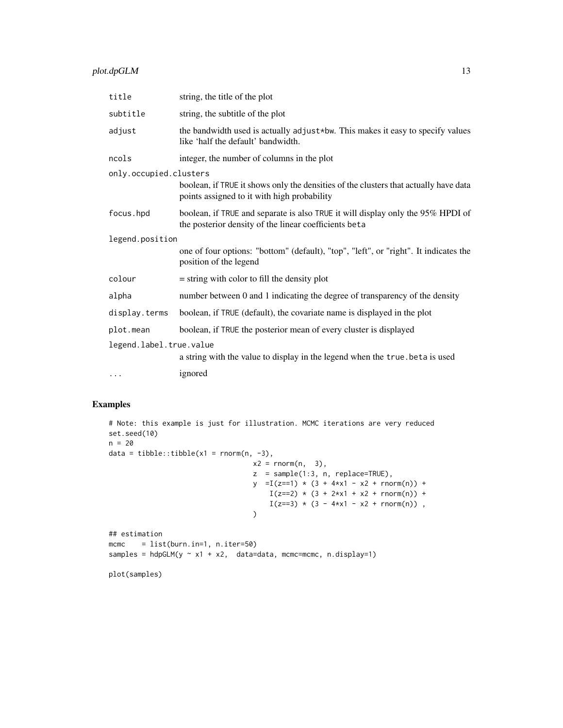| | |
|---|---|
| `title` | string, the title of the plot |
| `subtitle` | string, the subtitle of the plot |
| `adjust` | the bandwidth used is actually `adjust*bw`. This makes it easy to specify values like 'half the default' bandwidth. |
| `ncols` | integer, the number of columns in the plot |
| `only.occupied.clusters` | boolean, if `TRUE` it shows only the densities of the clusters that actually have data points assigned to it with high probability |
| `focus.hpd` | boolean, if `TRUE` and separate is also `TRUE` it will display only the 95% HPDI of the posterior density of the linear coefficients `beta` |
| `legend.position` | one of four options: "bottom" (default), "top", "left", or "right". It indicates the position of the legend |
| `colour` | = string with color to fill the density plot |
| `alpha` | number between 0 and 1 indicating the degree of transparency of the density |
| `display.terms` | boolean, if `TRUE` (default), the covariate name is displayed in the plot |
| `plot.mean` | boolean, if `TRUE` the posterior mean of every cluster is displayed |
| `legend.label.true.value` | a string with the value to display in the legend when the `true.beta` is used |
| `...` | ignored |

## Examples

```
# Note: this example is just for illustration. MCMC iterations are very reduced
set.seed(10)
n = 20
data = tibble::tibble(x1 = rnorm(n, -3),
                                  x2 = rnorm(n,  3),
                                  z  = sample(1:3, n, replace=TRUE),
                                  y  =I(z==1) * (3 + 4*x1 - x2 + rnorm(n)) +
                                      I(z==2) * (3 + 2*x1 + x2 + rnorm(n)) +
                                      I(z==3) * (3 - 4*x1 - x2 + rnorm(n)) ,
                                  )

## estimation
mcmc    = list(burn.in=1, n.iter=50)
samples = hdpGLM(y ~ x1 + x2,  data=data, mcmc=mcmc, n.display=1)

plot(samples)
```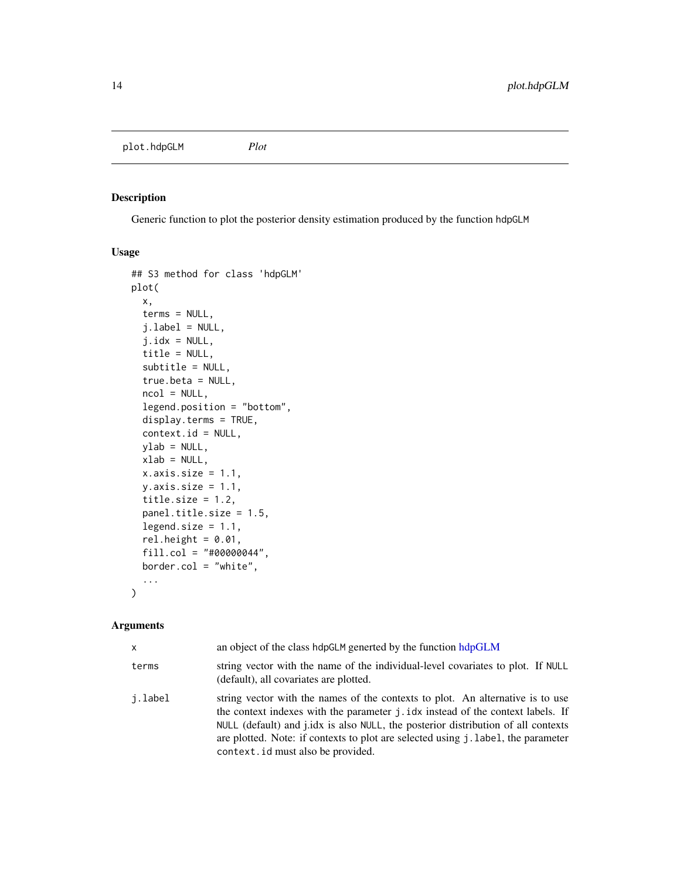plot.hdpGLM *Plot*

## Description

Generic function to plot the posterior density estimation produced by the function hdpGLM

## Usage

```
## S3 method for class 'hdpGLM'
plot(
  x,
  terms = NULL,
  j.label = NULL,
  j.idx = NULL,
  title = NULL,
  subtitle = NULL,
  true.beta = NULL,
  ncol = NULL,
  legend.position = "bottom",
  display.terms = TRUE,
  context.id = NULL,
  ylab = NULL,
  xlab = NULL,
  x.axis.size = 1.1,
  y.axis.size = 1.1,
  title.size = 1.2,
  panel.title.size = 1.5,
  legend.size = 1.1,
  rel.height = 0.01,
  fill.col = "#00000044",
  border.col = "white",
  ...
)
```

## Arguments

| | |
|---|---|
| x | an object of the class hdpGLM generted by the function hdpGLM |
| terms | string vector with the name of the individual-level covariates to plot. If NULL (default), all covariates are plotted. |
| j.label | string vector with the names of the contexts to plot. An alternative is to use the context indexes with the parameter j.idx instead of the context labels. If NULL (default) and j.idx is also NULL, the posterior distribution of all contexts are plotted. Note: if contexts to plot are selected using j.label, the parameter context.id must also be provided. |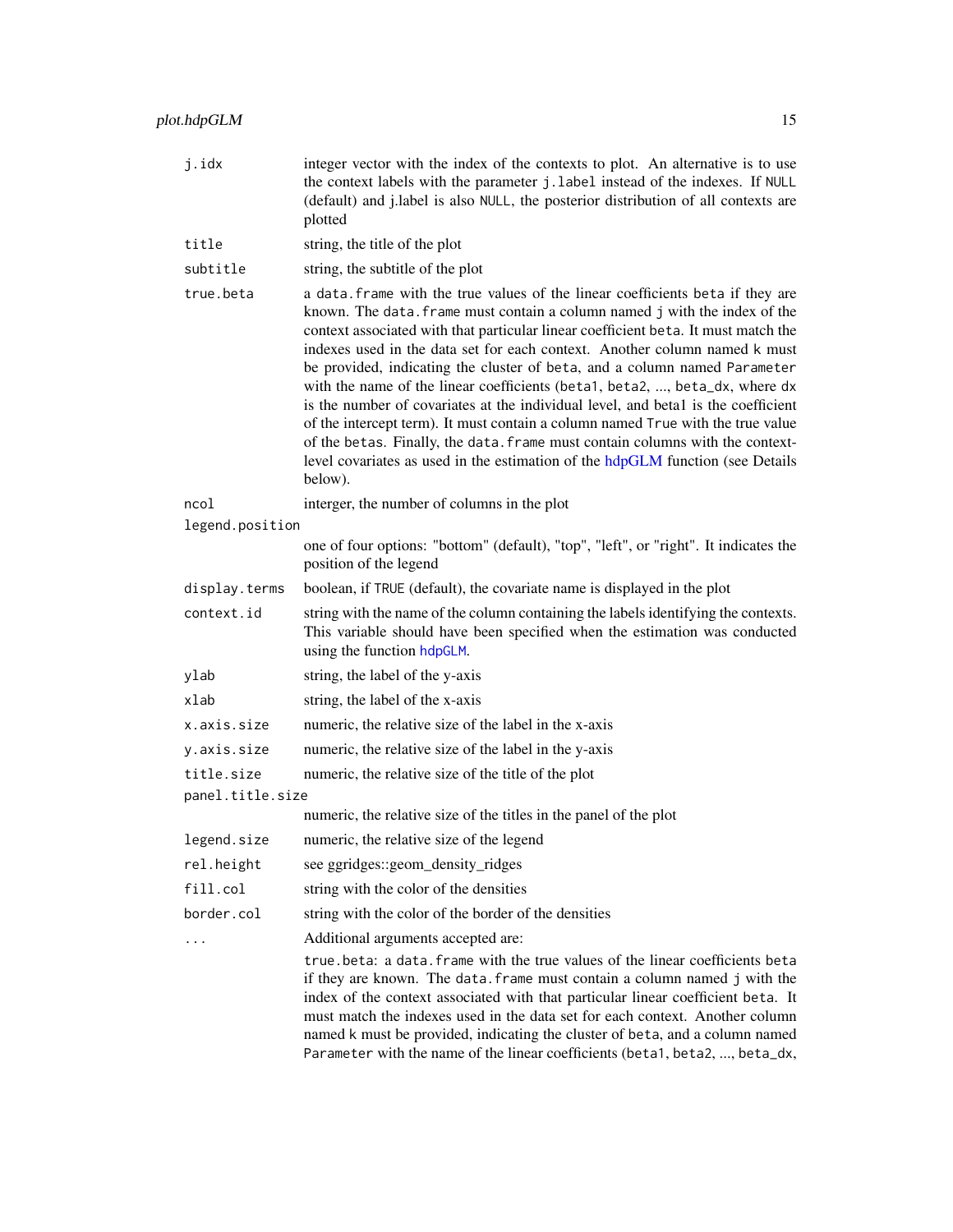| Argument | Description |
| --- | --- |
| `j.idx` | integer vector with the index of the contexts to plot. An alternative is to use the context labels with the parameter `j.label` instead of the indexes. If `NULL` (default) and j.label is also `NULL`, the posterior distribution of all contexts are plotted |
| `title` | string, the title of the plot |
| `subtitle` | string, the subtitle of the plot |
| `true.beta` | a `data.frame` with the true values of the linear coefficients `beta` if they are known. The `data.frame` must contain a column named `j` with the index of the context associated with that particular linear coefficient `beta`. It must match the indexes used in the data set for each context. Another column named `k` must be provided, indicating the cluster of `beta`, and a column named `Parameter` with the name of the linear coefficients (`beta1`, `beta2`, ..., `beta_dx`, where `dx` is the number of covariates at the individual level, and beta1 is the coefficient of the intercept term). It must contain a column named `True` with the true value of the `betas`. Finally, the `data.frame` must contain columns with the context-level covariates as used in the estimation of the hdpGLM function (see Details below). |
| `ncol` | interger, the number of columns in the plot |
| `legend.position` | one of four options: "bottom" (default), "top", "left", or "right". It indicates the position of the legend |
| `display.terms` | boolean, if `TRUE` (default), the covariate name is displayed in the plot |
| `context.id` | string with the name of the column containing the labels identifying the contexts. This variable should have been specified when the estimation was conducted using the function `hdpGLM`. |
| `ylab` | string, the label of the y-axis |
| `xlab` | string, the label of the x-axis |
| `x.axis.size` | numeric, the relative size of the label in the x-axis |
| `y.axis.size` | numeric, the relative size of the label in the y-axis |
| `title.size` | numeric, the relative size of the title of the plot |
| `panel.title.size` | numeric, the relative size of the titles in the panel of the plot |
| `legend.size` | numeric, the relative size of the legend |
| `rel.height` | see ggridges::geom_density_ridges |
| `fill.col` | string with the color of the densities |
| `border.col` | string with the color of the border of the densities |
| `...` | Additional arguments accepted are: `true.beta`: a `data.frame` with the true values of the linear coefficients `beta` if they are known. The `data.frame` must contain a column named `j` with the index of the context associated with that particular linear coefficient `beta`. It must match the indexes used in the data set for each context. Another column named `k` must be provided, indicating the cluster of `beta`, and a column named `Parameter` with the name of the linear coefficients (`beta1`, `beta2`, ..., `beta_dx`, |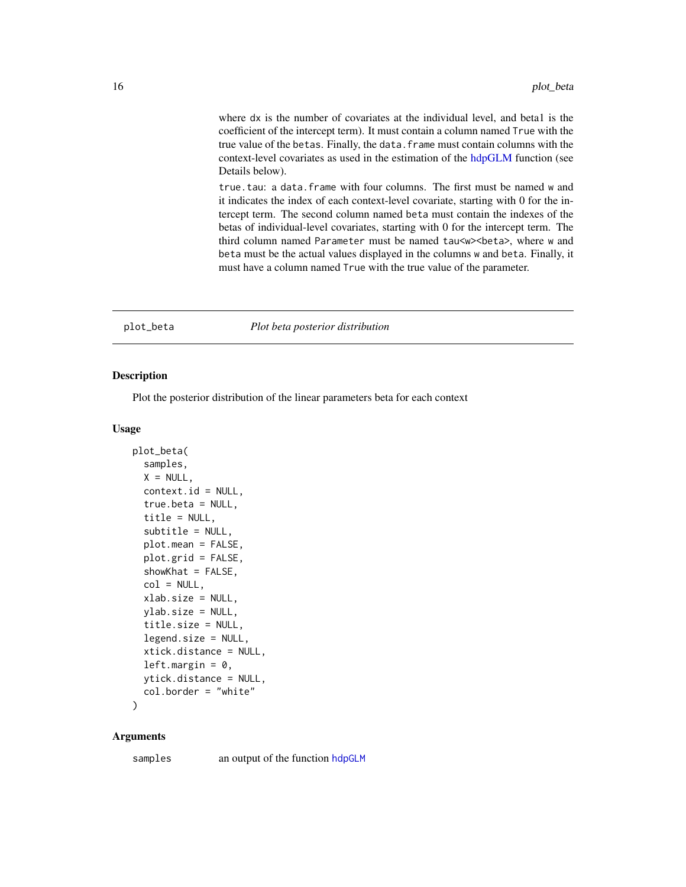where dx is the number of covariates at the individual level, and beta1 is the coefficient of the intercept term). It must contain a column named True with the true value of the betas. Finally, the data.frame must contain columns with the context-level covariates as used in the estimation of the hdpGLM function (see Details below).

true.tau: a data.frame with four columns. The first must be named w and it indicates the index of each context-level covariate, starting with 0 for the intercept term. The second column named beta must contain the indexes of the betas of individual-level covariates, starting with 0 for the intercept term. The third column named Parameter must be named tau<w><beta>, where w and beta must be the actual values displayed in the columns w and beta. Finally, it must have a column named True with the true value of the parameter.

---

## plot_beta — *Plot beta posterior distribution*

### Description

Plot the posterior distribution of the linear parameters beta for each context

### Usage

```
plot_beta(
  samples,
  X = NULL,
  context.id = NULL,
  true.beta = NULL,
  title = NULL,
  subtitle = NULL,
  plot.mean = FALSE,
  plot.grid = FALSE,
  showKhat = FALSE,
  col = NULL,
  xlab.size = NULL,
  ylab.size = NULL,
  title.size = NULL,
  legend.size = NULL,
  xtick.distance = NULL,
  left.margin = 0,
  ytick.distance = NULL,
  col.border = "white"
)
```

### Arguments

samples    an output of the function hdpGLM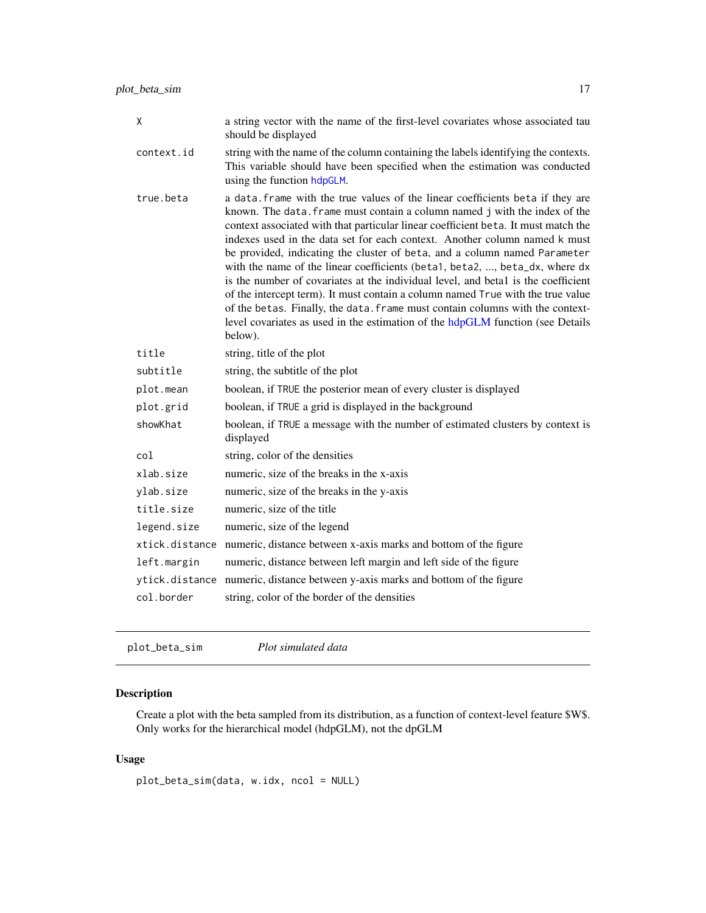| | |
|---|---|
| `X` | a string vector with the name of the first-level covariates whose associated tau should be displayed |
| `context.id` | string with the name of the column containing the labels identifying the contexts. This variable should have been specified when the estimation was conducted using the function `hdpGLM`. |
| `true.beta` | a `data.frame` with the true values of the linear coefficients `beta` if they are known. The `data.frame` must contain a column named `j` with the index of the context associated with that particular linear coefficient `beta`. It must match the indexes used in the data set for each context. Another column named `k` must be provided, indicating the cluster of `beta`, and a column named `Parameter` with the name of the linear coefficients (`beta1`, `beta2`, ..., `beta_dx`, where dx is the number of covariates at the individual level, and beta1 is the coefficient of the intercept term). It must contain a column named `True` with the true value of the `beta`s. Finally, the `data.frame` must contain columns with the context-level covariates as used in the estimation of the hdpGLM function (see Details below). |
| `title` | string, title of the plot |
| `subtitle` | string, the subtitle of the plot |
| `plot.mean` | boolean, if `TRUE` the posterior mean of every cluster is displayed |
| `plot.grid` | boolean, if `TRUE` a grid is displayed in the background |
| `showKhat` | boolean, if `TRUE` a message with the number of estimated clusters by context is displayed |
| `col` | string, color of the densities |
| `xlab.size` | numeric, size of the breaks in the x-axis |
| `ylab.size` | numeric, size of the breaks in the y-axis |
| `title.size` | numeric, size of the title |
| `legend.size` | numeric, size of the legend |
| `xtick.distance` | numeric, distance between x-axis marks and bottom of the figure |
| `left.margin` | numeric, distance between left margin and left side of the figure |
| `ytick.distance` | numeric, distance between y-axis marks and bottom of the figure |
| `col.border` | string, color of the border of the densities |

---

`plot_beta_sim` *Plot simulated data*

---

## Description

Create a plot with the beta sampled from its distribution, as a function of context-level feature $W$. Only works for the hierarchical model (hdpGLM), not the dpGLM

## Usage

```
plot_beta_sim(data, w.idx, ncol = NULL)
```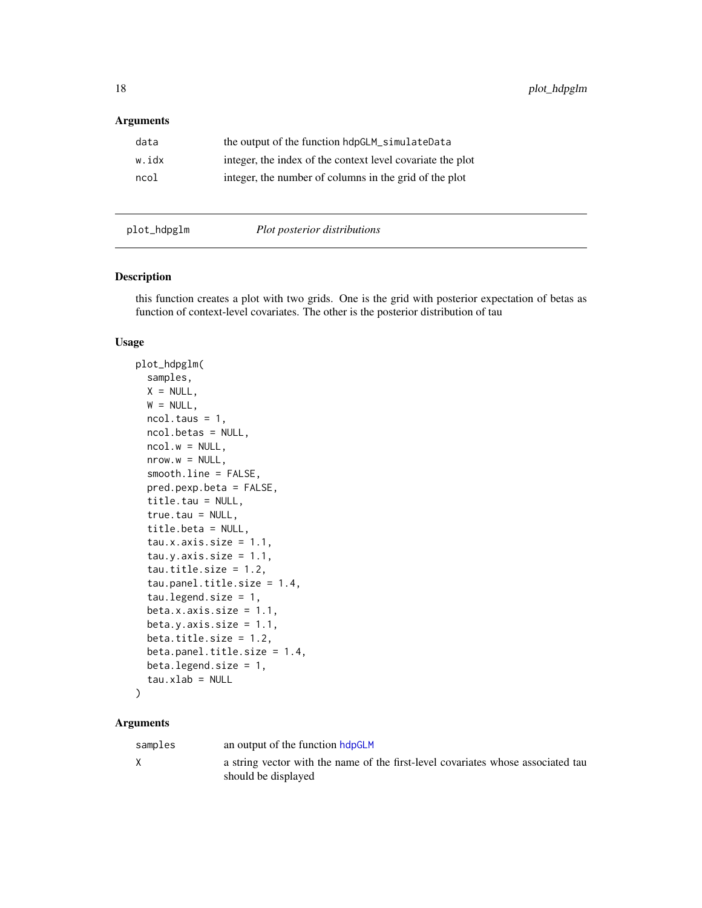### Arguments

| | |
|---|---|
| data | the output of the function hdpGLM_simulateData |
| w.idx | integer, the index of the context level covariate the plot |
| ncol | integer, the number of columns in the grid of the plot |

---

## plot_hdpglm    *Plot posterior distributions*

### Description

this function creates a plot with two grids. One is the grid with posterior expectation of betas as function of context-level covariates. The other is the posterior distribution of tau

### Usage

```
plot_hdpglm(
  samples,
  X = NULL,
  W = NULL,
  ncol.taus = 1,
  ncol.betas = NULL,
  ncol.w = NULL,
  nrow.w = NULL,
  smooth.line = FALSE,
  pred.pexp.beta = FALSE,
  title.tau = NULL,
  true.tau = NULL,
  title.beta = NULL,
  tau.x.axis.size = 1.1,
  tau.y.axis.size = 1.1,
  tau.title.size = 1.2,
  tau.panel.title.size = 1.4,
  tau.legend.size = 1,
  beta.x.axis.size = 1.1,
  beta.y.axis.size = 1.1,
  beta.title.size = 1.2,
  beta.panel.title.size = 1.4,
  beta.legend.size = 1,
  tau.xlab = NULL
)
```

### Arguments

| | |
|---|---|
| samples | an output of the function hdpGLM |
| X | a string vector with the name of the first-level covariates whose associated tau should be displayed |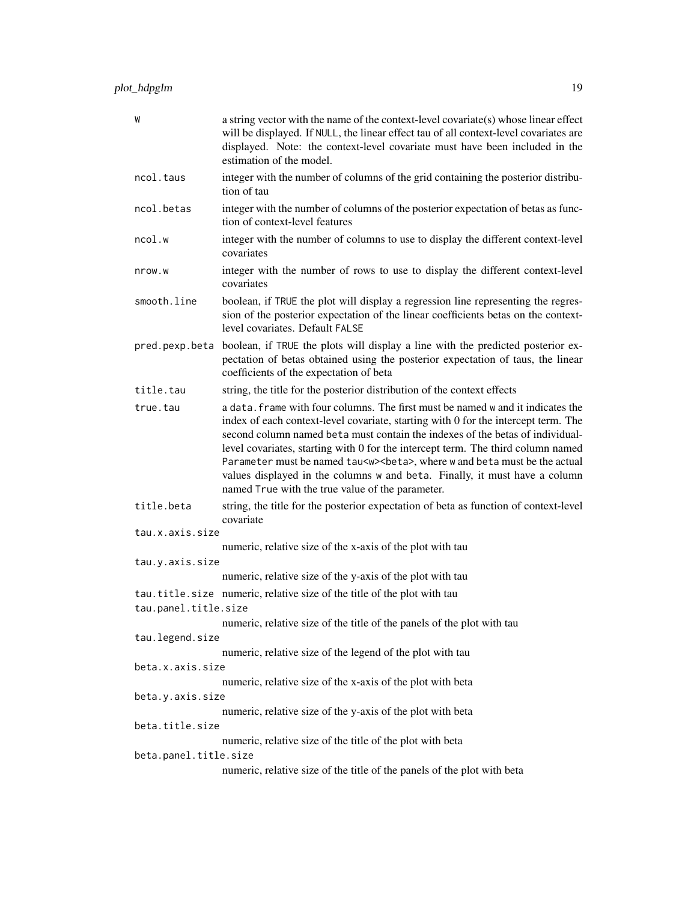| | |
|---|---|
| `W` | a string vector with the name of the context-level covariate(s) whose linear effect will be displayed. If `NULL`, the linear effect tau of all context-level covariates are displayed. Note: the context-level covariate must have been included in the estimation of the model. |
| `ncol.taus` | integer with the number of columns of the grid containing the posterior distribution of tau |
| `ncol.betas` | integer with the number of columns of the posterior expectation of betas as function of context-level features |
| `ncol.w` | integer with the number of columns to use to display the different context-level covariates |
| `nrow.w` | integer with the number of rows to use to display the different context-level covariates |
| `smooth.line` | boolean, if `TRUE` the plot will display a regression line representing the regression of the posterior expectation of the linear coefficients betas on the context-level covariates. Default `FALSE` |
| `pred.pexp.beta` | boolean, if `TRUE` the plots will display a line with the predicted posterior expectation of betas obtained using the posterior expectation of taus, the linear coefficients of the expectation of beta |
| `title.tau` | string, the title for the posterior distribution of the context effects |
| `true.tau` | a `data.frame` with four columns. The first must be named `w` and it indicates the index of each context-level covariate, starting with 0 for the intercept term. The second column named `beta` must contain the indexes of the betas of individual-level covariates, starting with 0 for the intercept term. The third column named `Parameter` must be named `tau<w><beta>`, where `w` and `beta` must be the actual values displayed in the columns `w` and `beta`. Finally, it must have a column named `True` with the true value of the parameter. |
| `title.beta` | string, the title for the posterior expectation of beta as function of context-level covariate |
| `tau.x.axis.size` | numeric, relative size of the x-axis of the plot with tau |
| `tau.y.axis.size` | numeric, relative size of the y-axis of the plot with tau |
| `tau.title.size` | numeric, relative size of the title of the plot with tau |
| `tau.panel.title.size` | numeric, relative size of the title of the panels of the plot with tau |
| `tau.legend.size` | numeric, relative size of the legend of the plot with tau |
| `beta.x.axis.size` | numeric, relative size of the x-axis of the plot with beta |
| `beta.y.axis.size` | numeric, relative size of the y-axis of the plot with beta |
| `beta.title.size` | numeric, relative size of the title of the plot with beta |
| `beta.panel.title.size` | numeric, relative size of the title of the panels of the plot with beta |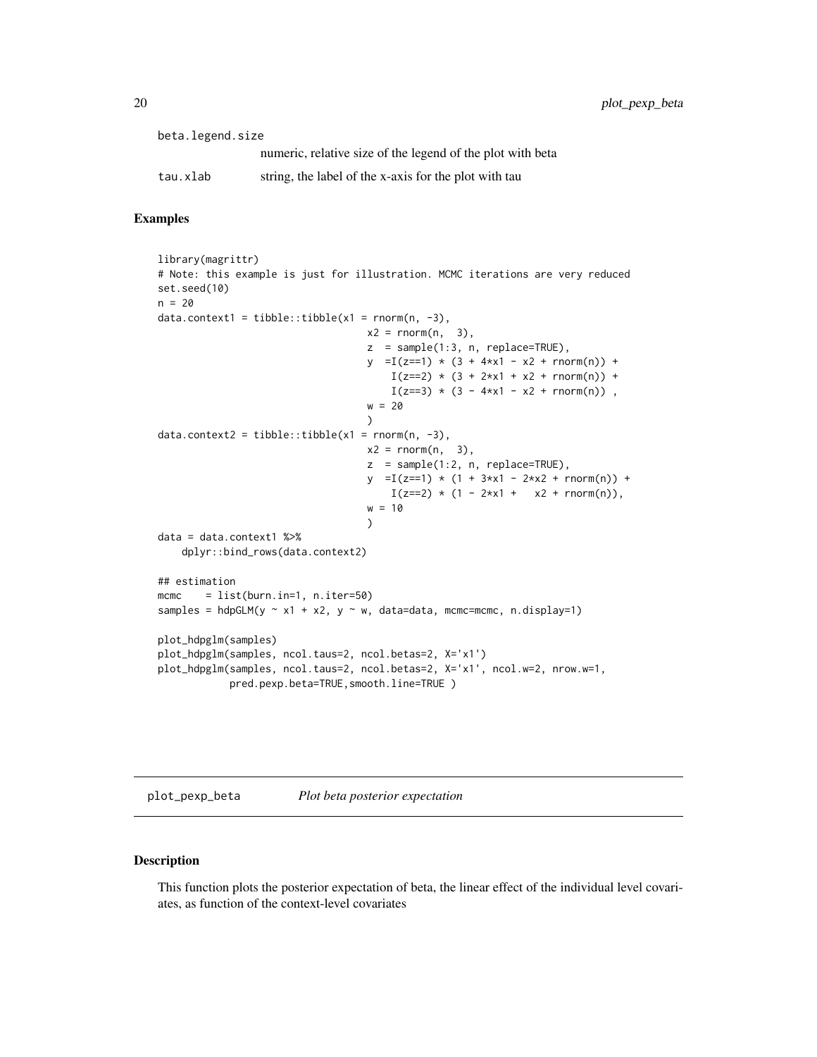beta.legend.size
: numeric, relative size of the legend of the plot with beta

tau.xlab
: string, the label of the x-axis for the plot with tau

### Examples

```
library(magrittr)
# Note: this example is just for illustration. MCMC iterations are very reduced
set.seed(10)
n = 20
data.context1 = tibble::tibble(x1 = rnorm(n, -3),
                                  x2 = rnorm(n,  3),
                                  z  = sample(1:3, n, replace=TRUE),
                                  y  =I(z==1) * (3 + 4*x1 - x2 + rnorm(n)) +
                                      I(z==2) * (3 + 2*x1 + x2 + rnorm(n)) +
                                      I(z==3) * (3 - 4*x1 - x2 + rnorm(n)) ,
                                  w = 20
                                  )
data.context2 = tibble::tibble(x1 = rnorm(n, -3),
                                  x2 = rnorm(n,  3),
                                  z  = sample(1:2, n, replace=TRUE),
                                  y  =I(z==1) * (1 + 3*x1 - 2*x2 + rnorm(n)) +
                                      I(z==2) * (1 - 2*x1 +   x2 + rnorm(n)),
                                  w = 10
                                  )
data = data.context1 %>%
    dplyr::bind_rows(data.context2)

## estimation
mcmc    = list(burn.in=1, n.iter=50)
samples = hdpGLM(y ~ x1 + x2, y ~ w, data=data, mcmc=mcmc, n.display=1)

plot_hdpglm(samples)
plot_hdpglm(samples, ncol.taus=2, ncol.betas=2, X='x1')
plot_hdpglm(samples, ncol.taus=2, ncol.betas=2, X='x1', ncol.w=2, nrow.w=1,
            pred.pexp.beta=TRUE,smooth.line=TRUE )
```

---

## plot_pexp_beta &nbsp;&nbsp;&nbsp; *Plot beta posterior expectation*

### Description

This function plots the posterior expectation of beta, the linear effect of the individual level covariates, as function of the context-level covariates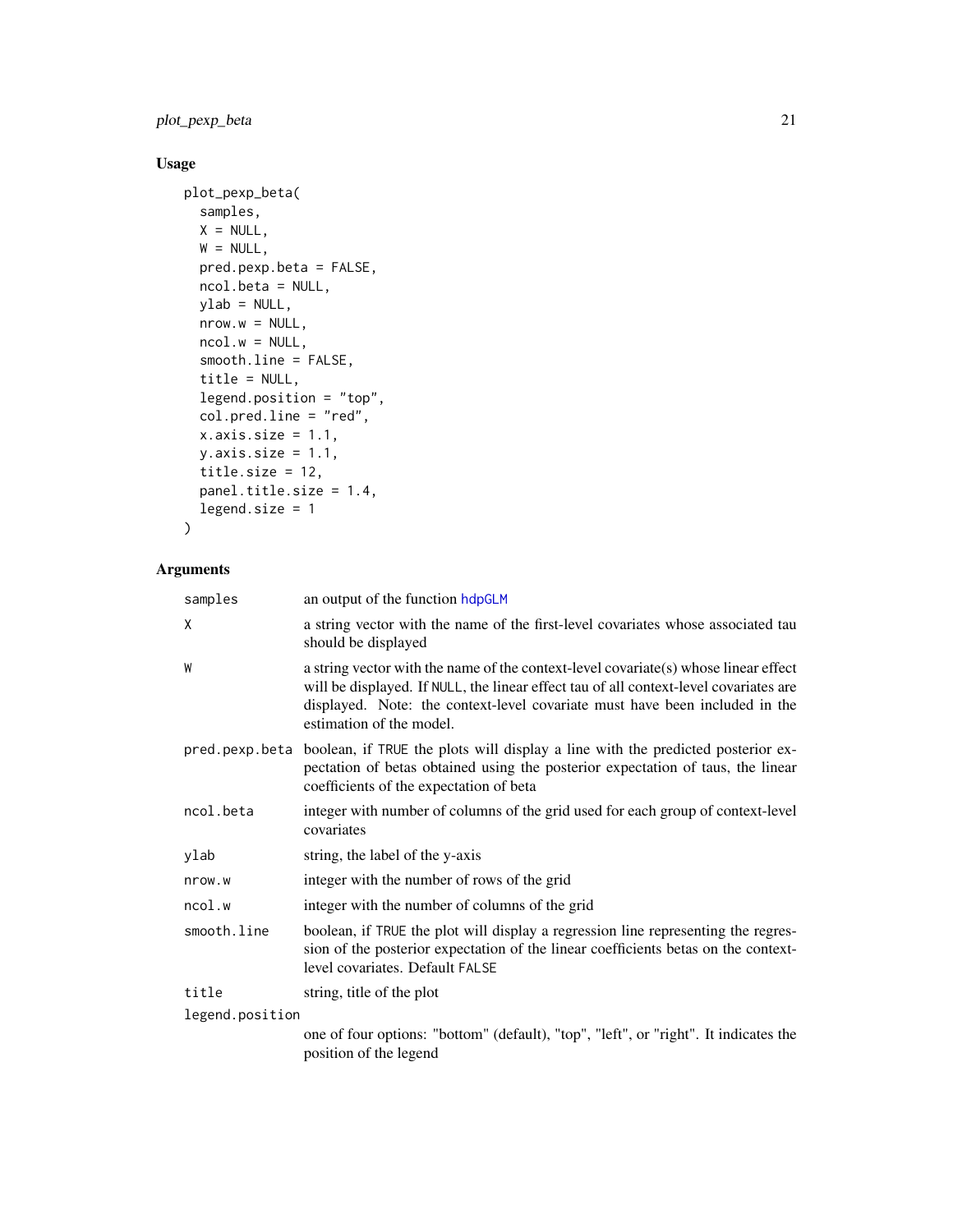## Usage

```
plot_pexp_beta(
  samples,
  X = NULL,
  W = NULL,
  pred.pexp.beta = FALSE,
  ncol.beta = NULL,
  ylab = NULL,
  nrow.w = NULL,
  ncol.w = NULL,
  smooth.line = FALSE,
  title = NULL,
  legend.position = "top",
  col.pred.line = "red",
  x.axis.size = 1.1,
  y.axis.size = 1.1,
  title.size = 12,
  panel.title.size = 1.4,
  legend.size = 1
)
```

## Arguments

| | |
|---|---|
| samples | an output of the function hdpGLM |
| X | a string vector with the name of the first-level covariates whose associated tau should be displayed |
| W | a string vector with the name of the context-level covariate(s) whose linear effect will be displayed. If NULL, the linear effect tau of all context-level covariates are displayed. Note: the context-level covariate must have been included in the estimation of the model. |
| pred.pexp.beta | boolean, if TRUE the plots will display a line with the predicted posterior expectation of betas obtained using the posterior expectation of taus, the linear coefficients of the expectation of beta |
| ncol.beta | integer with number of columns of the grid used for each group of context-level covariates |
| ylab | string, the label of the y-axis |
| nrow.w | integer with the number of rows of the grid |
| ncol.w | integer with the number of columns of the grid |
| smooth.line | boolean, if TRUE the plot will display a regression line representing the regression of the posterior expectation of the linear coefficients betas on the context-level covariates. Default FALSE |
| title | string, title of the plot |
| legend.position | one of four options: "bottom" (default), "top", "left", or "right". It indicates the position of the legend |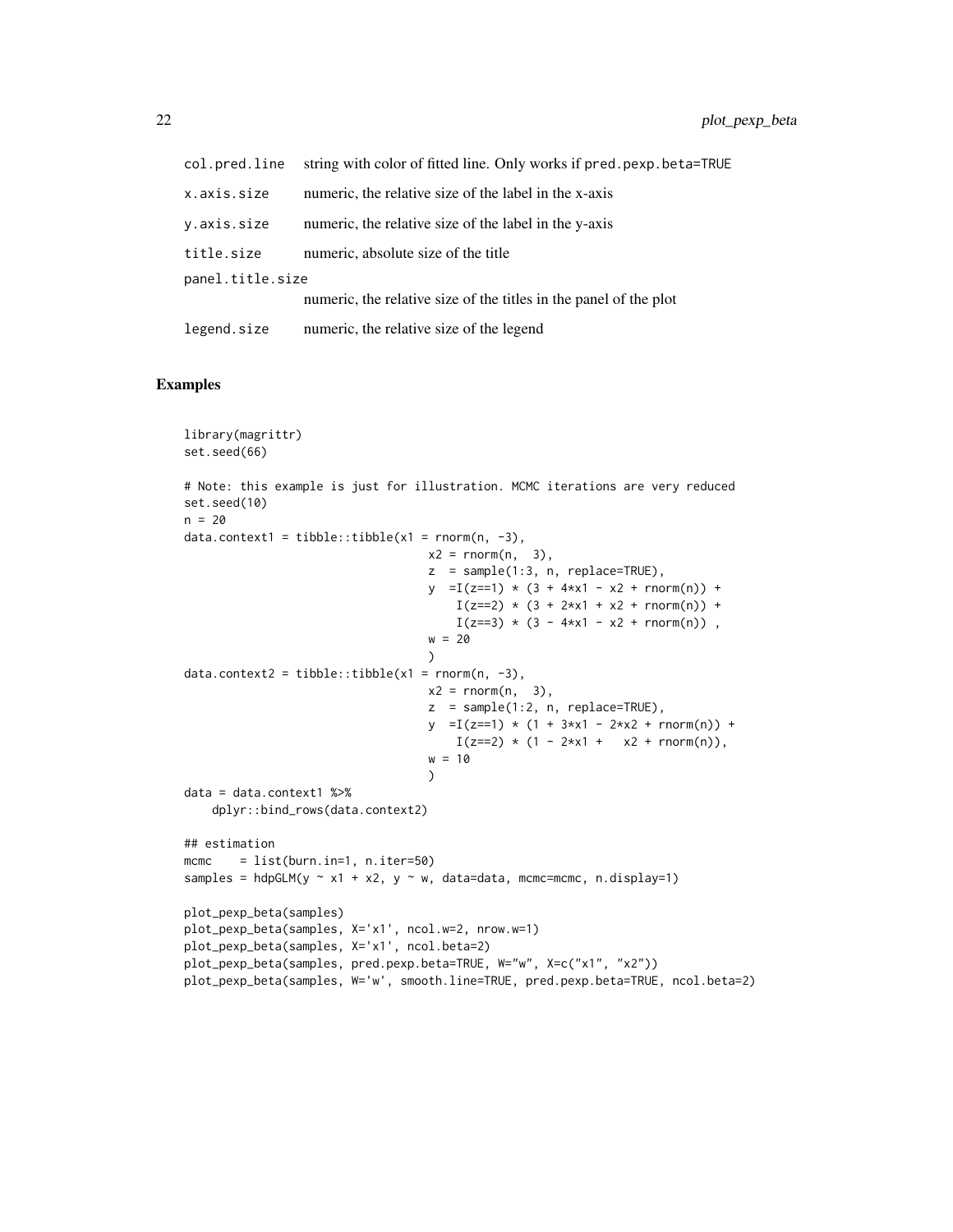| | |
|---|---|
| col.pred.line | string with color of fitted line. Only works if pred.pexp.beta=TRUE |
| x.axis.size | numeric, the relative size of the label in the x-axis |
| y.axis.size | numeric, the relative size of the label in the y-axis |
| title.size | numeric, absolute size of the title |
| panel.title.size | numeric, the relative size of the titles in the panel of the plot |
| legend.size | numeric, the relative size of the legend |

## Examples

```
library(magrittr)
set.seed(66)

# Note: this example is just for illustration. MCMC iterations are very reduced
set.seed(10)
n = 20
data.context1 = tibble::tibble(x1 = rnorm(n, -3),
                                   x2 = rnorm(n,  3),
                                   z  = sample(1:3, n, replace=TRUE),
                                   y  =I(z==1) * (3 + 4*x1 - x2 + rnorm(n)) +
                                       I(z==2) * (3 + 2*x1 + x2 + rnorm(n)) +
                                       I(z==3) * (3 - 4*x1 - x2 + rnorm(n)) ,
                                   w = 20
                                   )
data.context2 = tibble::tibble(x1 = rnorm(n, -3),
                                   x2 = rnorm(n,  3),
                                   z  = sample(1:2, n, replace=TRUE),
                                   y  =I(z==1) * (1 + 3*x1 - 2*x2 + rnorm(n)) +
                                       I(z==2) * (1 - 2*x1 +   x2 + rnorm(n)),
                                   w = 10
                                   )
data = data.context1 %>%
    dplyr::bind_rows(data.context2)

## estimation
mcmc    = list(burn.in=1, n.iter=50)
samples = hdpGLM(y ~ x1 + x2, y ~ w, data=data, mcmc=mcmc, n.display=1)

plot_pexp_beta(samples)
plot_pexp_beta(samples, X='x1', ncol.w=2, nrow.w=1)
plot_pexp_beta(samples, X='x1', ncol.beta=2)
plot_pexp_beta(samples, pred.pexp.beta=TRUE, W="w", X=c("x1", "x2"))
plot_pexp_beta(samples, W='w', smooth.line=TRUE, pred.pexp.beta=TRUE, ncol.beta=2)
```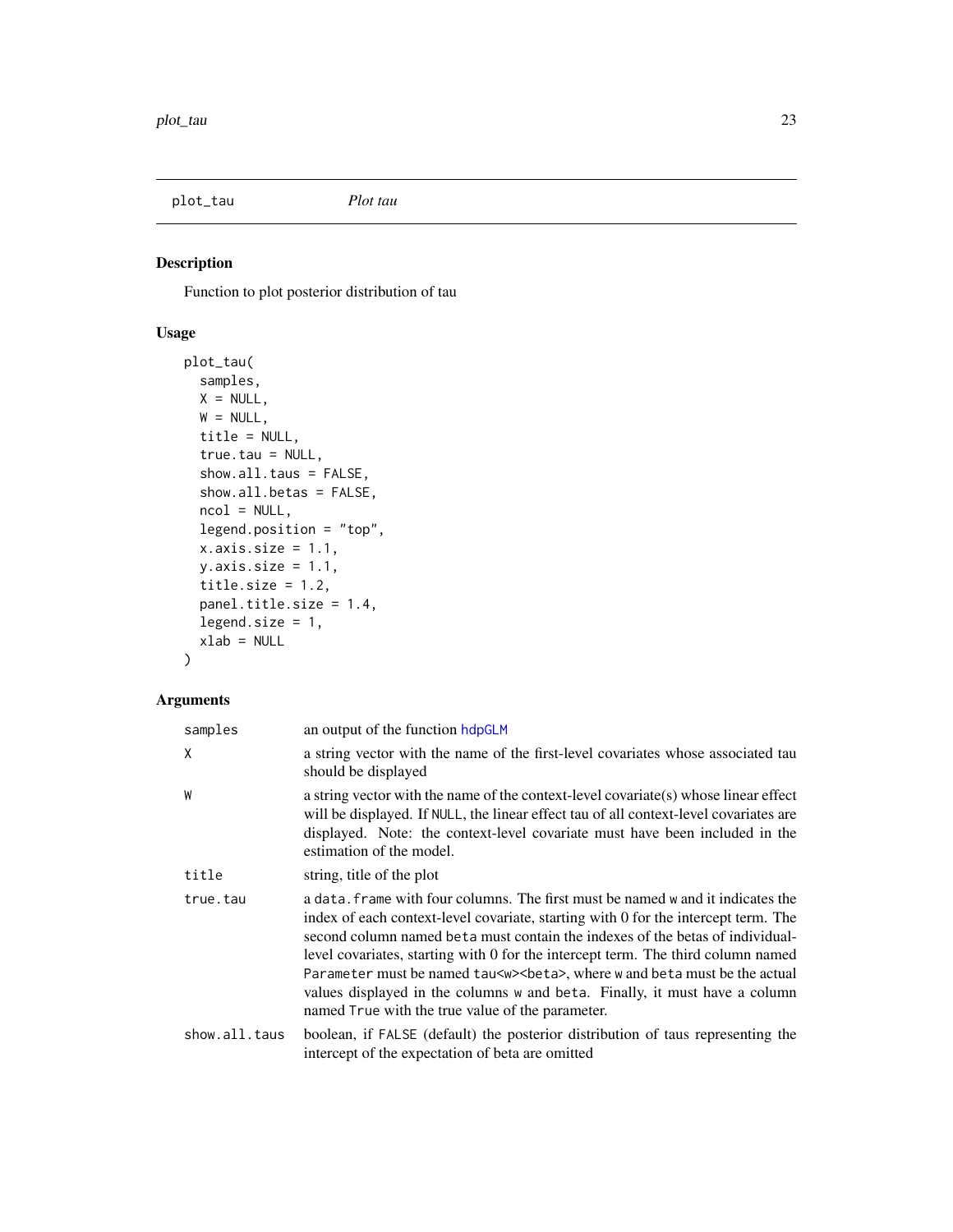## plot_tau — *Plot tau*

### Description

Function to plot posterior distribution of tau

### Usage

```
plot_tau(
  samples,
  X = NULL,
  W = NULL,
  title = NULL,
  true.tau = NULL,
  show.all.taus = FALSE,
  show.all.betas = FALSE,
  ncol = NULL,
  legend.position = "top",
  x.axis.size = 1.1,
  y.axis.size = 1.1,
  title.size = 1.2,
  panel.title.size = 1.4,
  legend.size = 1,
  xlab = NULL
)
```

### Arguments

| | |
|---|---|
| `samples` | an output of the function `hdpGLM` |
| `X` | a string vector with the name of the first-level covariates whose associated tau should be displayed |
| `W` | a string vector with the name of the context-level covariate(s) whose linear effect will be displayed. If `NULL`, the linear effect tau of all context-level covariates are displayed. Note: the context-level covariate must have been included in the estimation of the model. |
| `title` | string, title of the plot |
| `true.tau` | a `data.frame` with four columns. The first must be named `w` and it indicates the index of each context-level covariate, starting with 0 for the intercept term. The second column named `beta` must contain the indexes of the betas of individual-level covariates, starting with 0 for the intercept term. The third column named `Parameter` must be named `tau<w><beta>`, where `w` and `beta` must be the actual values displayed in the columns `w` and `beta`. Finally, it must have a column named `True` with the true value of the parameter. |
| `show.all.taus` | boolean, if `FALSE` (default) the posterior distribution of taus representing the intercept of the expectation of beta are omitted |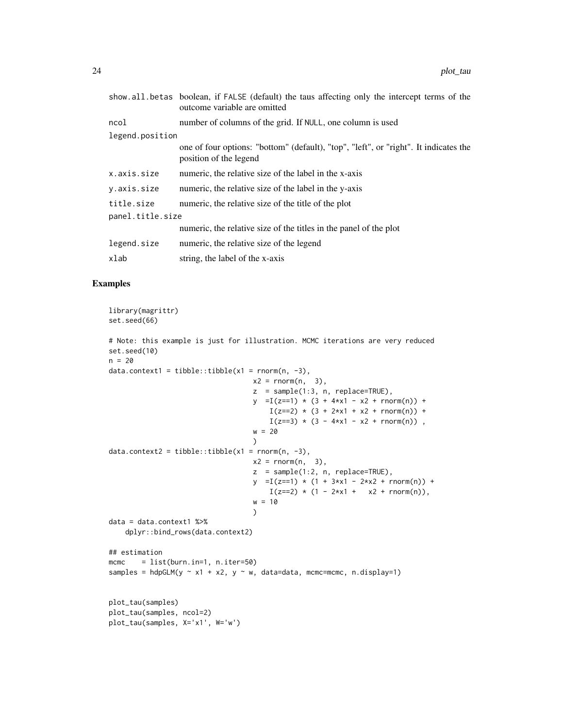| | |
|---|---|
| `show.all.betas` | boolean, if `FALSE` (default) the taus affecting only the intercept terms of the outcome variable are omitted |
| `ncol` | number of columns of the grid. If `NULL`, one column is used |
| `legend.position` | one of four options: "bottom" (default), "top", "left", or "right". It indicates the position of the legend |
| `x.axis.size` | numeric, the relative size of the label in the x-axis |
| `y.axis.size` | numeric, the relative size of the label in the y-axis |
| `title.size` | numeric, the relative size of the title of the plot |
| `panel.title.size` | numeric, the relative size of the titles in the panel of the plot |
| `legend.size` | numeric, the relative size of the legend |
| `xlab` | string, the label of the x-axis |

## Examples

```
library(magrittr)
set.seed(66)

# Note: this example is just for illustration. MCMC iterations are very reduced
set.seed(10)
n = 20
data.context1 = tibble::tibble(x1 = rnorm(n, -3),
                               x2 = rnorm(n,  3),
                               z  = sample(1:3, n, replace=TRUE),
                               y  =I(z==1) * (3 + 4*x1 - x2 + rnorm(n)) +
                                   I(z==2) * (3 + 2*x1 + x2 + rnorm(n)) +
                                   I(z==3) * (3 - 4*x1 - x2 + rnorm(n)) ,
                               w = 20
                               )
data.context2 = tibble::tibble(x1 = rnorm(n, -3),
                               x2 = rnorm(n,  3),
                               z  = sample(1:2, n, replace=TRUE),
                               y  =I(z==1) * (1 + 3*x1 - 2*x2 + rnorm(n)) +
                                   I(z==2) * (1 - 2*x1 +   x2 + rnorm(n)),
                               w = 10
                               )
data = data.context1 %>%
    dplyr::bind_rows(data.context2)

## estimation
mcmc    = list(burn.in=1, n.iter=50)
samples = hdpGLM(y ~ x1 + x2, y ~ w, data=data, mcmc=mcmc, n.display=1)


plot_tau(samples)
plot_tau(samples, ncol=2)
plot_tau(samples, X='x1', W='w')
```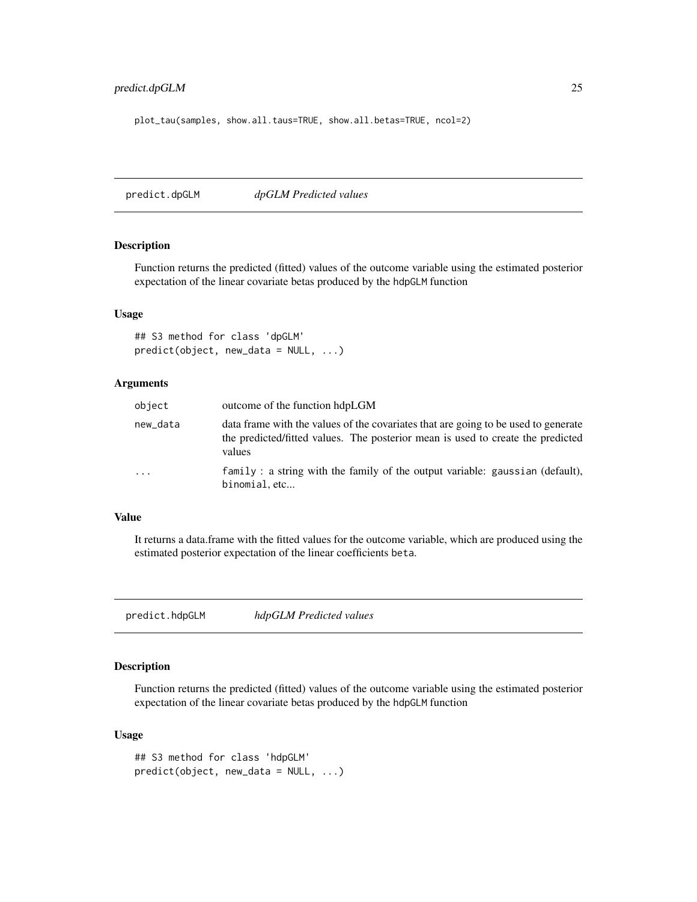```
plot_tau(samples, show.all.taus=TRUE, show.all.betas=TRUE, ncol=2)
```

## predict.dpGLM *dpGLM Predicted values*

### Description

Function returns the predicted (fitted) values of the outcome variable using the estimated posterior expectation of the linear covariate betas produced by the `hdpGLM` function

### Usage

```
## S3 method for class 'dpGLM'
predict(object, new_data = NULL, ...)
```

### Arguments

| | |
|---|---|
| `object` | outcome of the function hdpLGM |
| `new_data` | data frame with the values of the covariates that are going to be used to generate the predicted/fitted values. The posterior mean is used to create the predicted values |
| `...` | `family` : a string with the family of the output variable: `gaussian` (default), `binomial`, etc... |

### Value

It returns a data.frame with the fitted values for the outcome variable, which are produced using the estimated posterior expectation of the linear coefficients `beta`.

## predict.hdpGLM *hdpGLM Predicted values*

### Description

Function returns the predicted (fitted) values of the outcome variable using the estimated posterior expectation of the linear covariate betas produced by the `hdpGLM` function

### Usage

```
## S3 method for class 'hdpGLM'
predict(object, new_data = NULL, ...)
```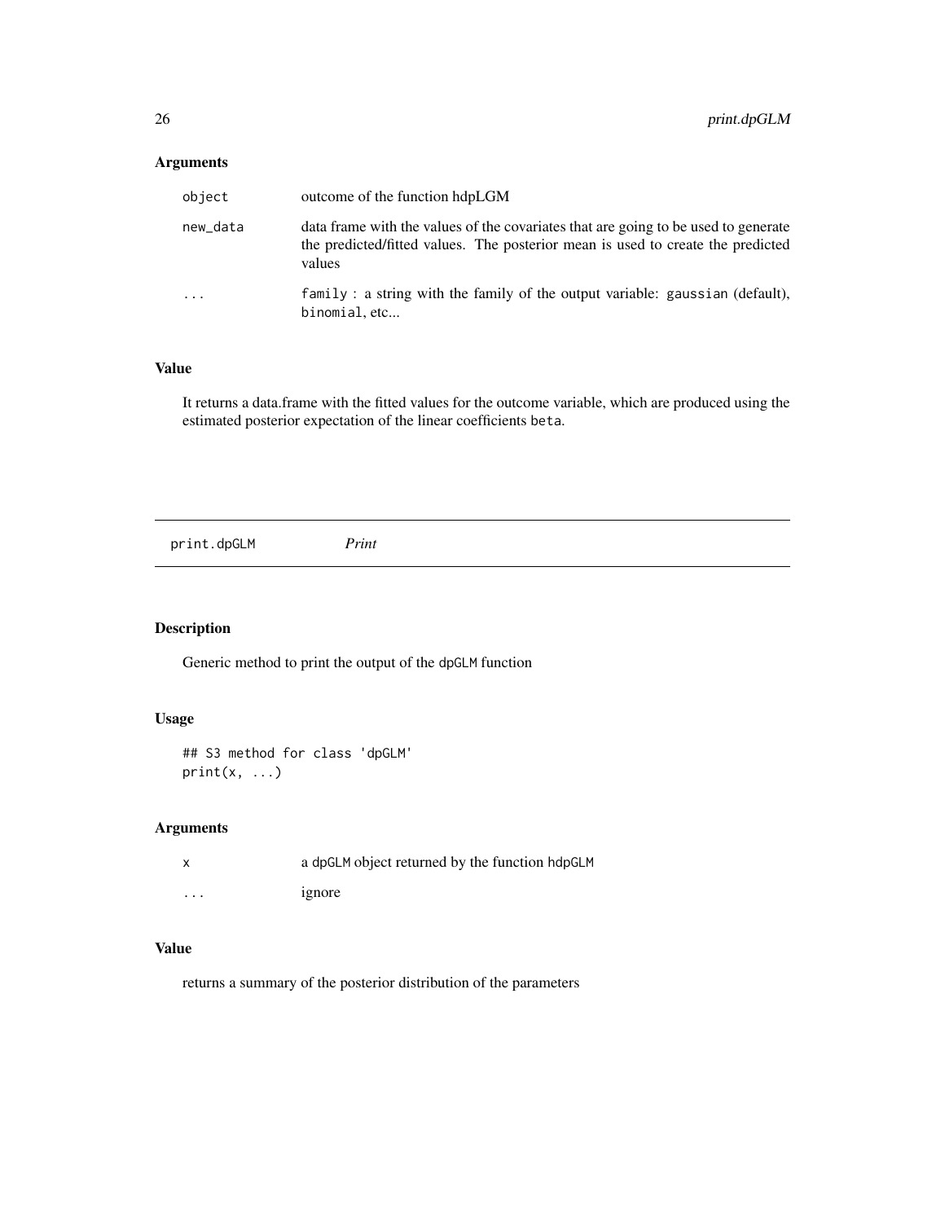## Arguments

| | |
|---|---|
| `object` | outcome of the function hdpLGM |
| `new_data` | data frame with the values of the covariates that are going to be used to generate the predicted/fitted values. The posterior mean is used to create the predicted values |
| `...` | `family` : a string with the family of the output variable: `gaussian` (default), `binomial`, etc... |

## Value

It returns a data.frame with the fitted values for the outcome variable, which are produced using the estimated posterior expectation of the linear coefficients `beta`.

---

# `print.dpGLM` *Print*

---

## Description

Generic method to print the output of the `dpGLM` function

## Usage

```
## S3 method for class 'dpGLM'
print(x, ...)
```

## Arguments

| | |
|---|---|
| `x` | a `dpGLM` object returned by the function `hdpGLM` |
| `...` | ignore |

## Value

returns a summary of the posterior distribution of the parameters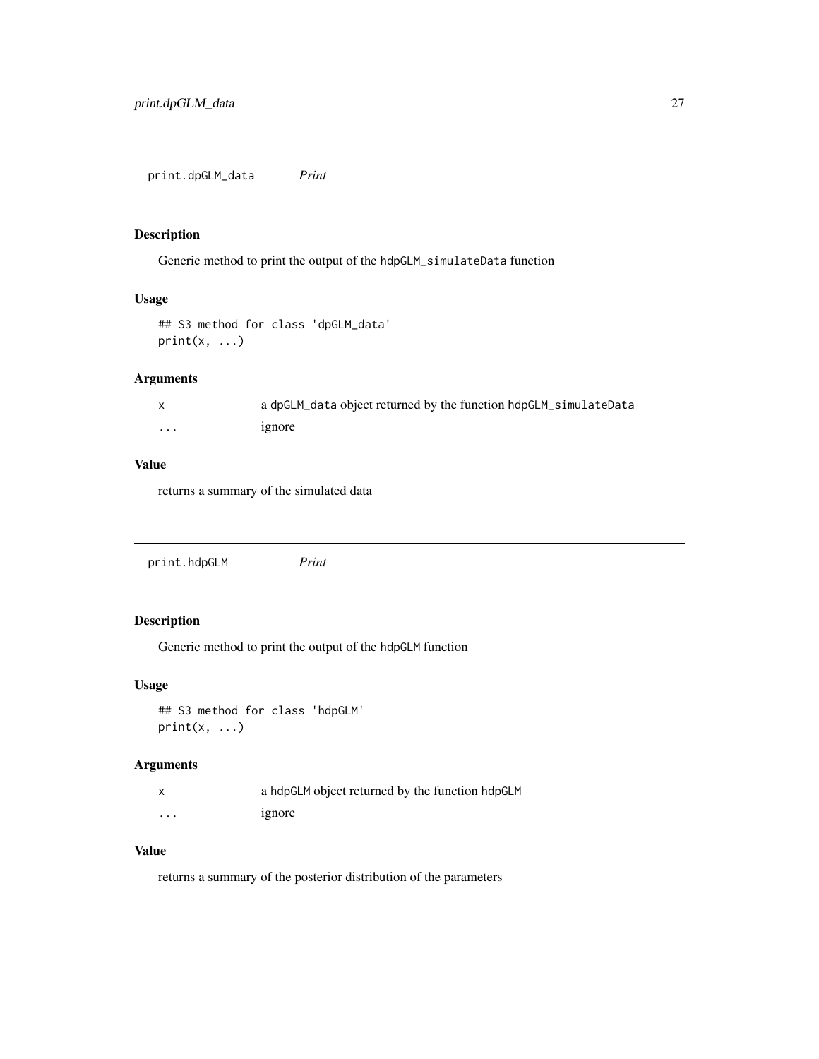## print.dpGLM_data *Print*

### Description

Generic method to print the output of the `hdpGLM_simulateData` function

### Usage

```
## S3 method for class 'dpGLM_data'
print(x, ...)
```

### Arguments

| | |
|---|---|
| x | a `dpGLM_data` object returned by the function `hdpGLM_simulateData` |
| ... | ignore |

### Value

returns a summary of the simulated data

## print.hdpGLM *Print*

### Description

Generic method to print the output of the `hdpGLM` function

### Usage

```
## S3 method for class 'hdpGLM'
print(x, ...)
```

### Arguments

| | |
|---|---|
| x | a `hdpGLM` object returned by the function `hdpGLM` |
| ... | ignore |

### Value

returns a summary of the posterior distribution of the parameters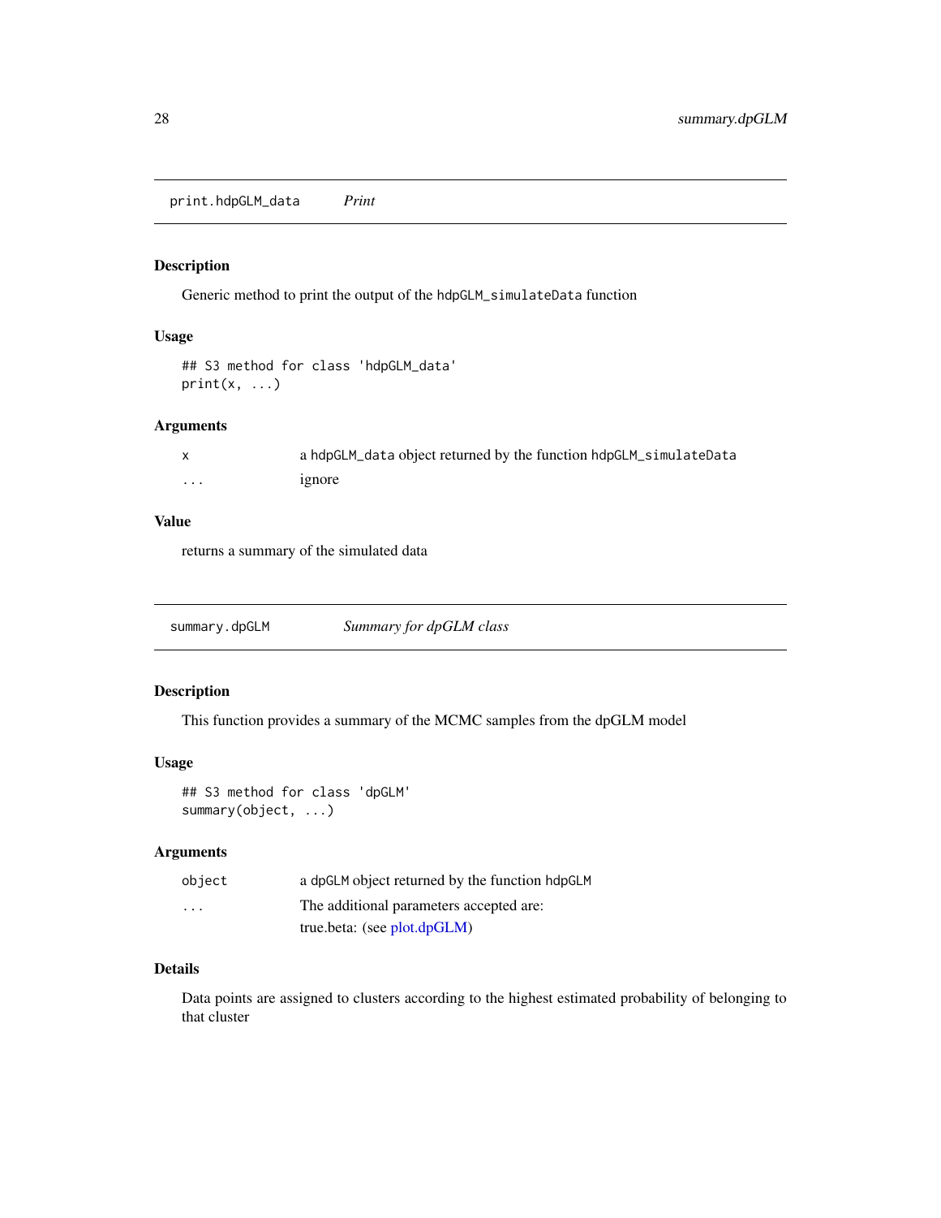## print.hdpGLM_data *Print*

### Description

Generic method to print the output of the `hdpGLM_simulateData` function

### Usage

```
## S3 method for class 'hdpGLM_data'
print(x, ...)
```

### Arguments

| | |
|---|---|
| `x` | a `hdpGLM_data` object returned by the function `hdpGLM_simulateData` |
| `...` | ignore |

### Value

returns a summary of the simulated data

## summary.dpGLM *Summary for dpGLM class*

### Description

This function provides a summary of the MCMC samples from the dpGLM model

### Usage

```
## S3 method for class 'dpGLM'
summary(object, ...)
```

### Arguments

| | |
|---|---|
| `object` | a `dpGLM` object returned by the function `hdpGLM` |
| `...` | The additional parameters accepted are:<br>true.beta: (see plot.dpGLM) |

### Details

Data points are assigned to clusters according to the highest estimated probability of belonging to that cluster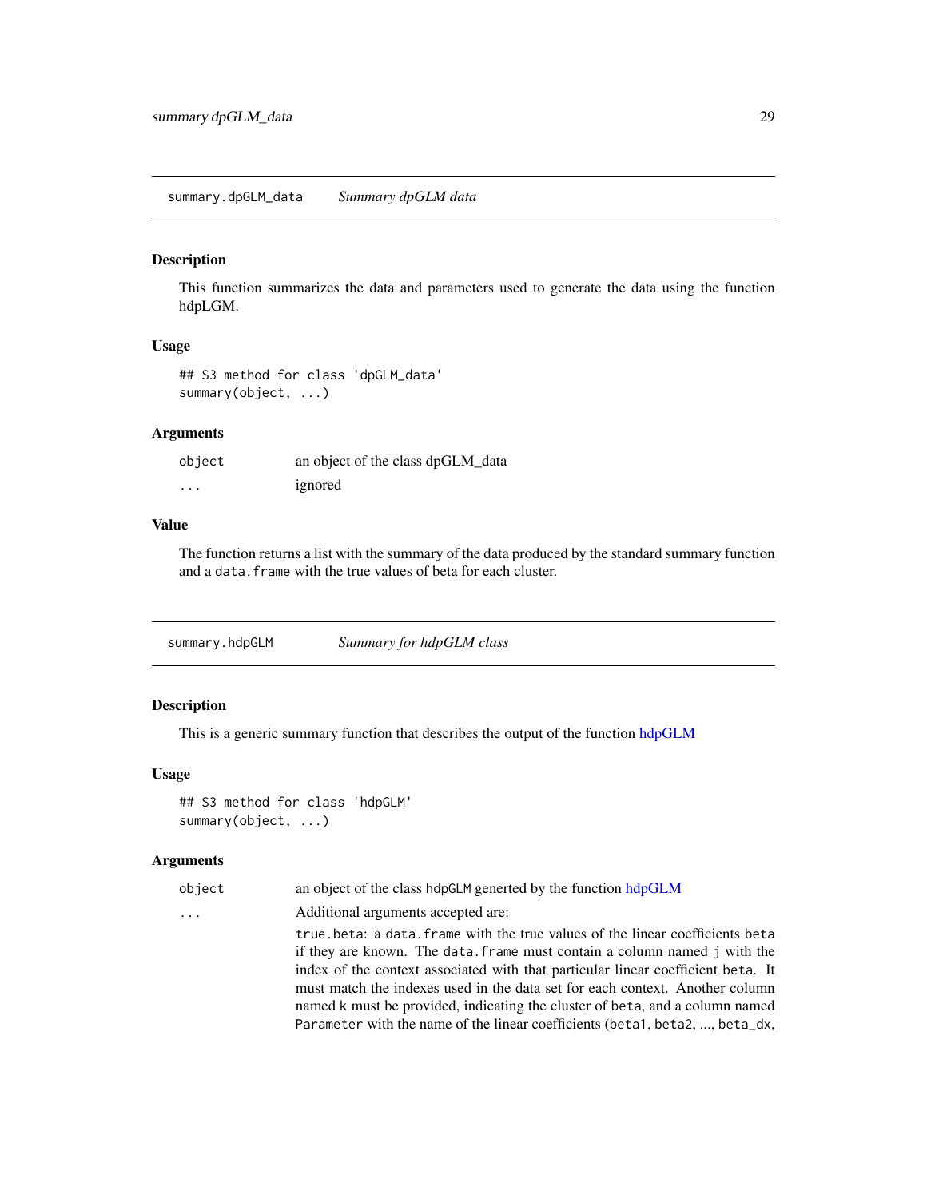## summary.dpGLM_data — *Summary dpGLM data*

### Description

This function summarizes the data and parameters used to generate the data using the function hdpLGM.

### Usage

```
## S3 method for class 'dpGLM_data'
summary(object, ...)
```

### Arguments

| | |
|---|---|
| `object` | an object of the class dpGLM_data |
| `...` | ignored |

### Value

The function returns a list with the summary of the data produced by the standard summary function and a `data.frame` with the true values of beta for each cluster.

## summary.hdpGLM — *Summary for hdpGLM class*

### Description

This is a generic summary function that describes the output of the function hdpGLM

### Usage

```
## S3 method for class 'hdpGLM'
summary(object, ...)
```

### Arguments

`object` an object of the class `hdpGLM` generted by the function hdpGLM

`...` Additional arguments accepted are:

`true.beta`: a `data.frame` with the true values of the linear coefficients `beta` if they are known. The `data.frame` must contain a column named `j` with the index of the context associated with that particular linear coefficient `beta`. It must match the indexes used in the data set for each context. Another column named `k` must be provided, indicating the cluster of `beta`, and a column named `Parameter` with the name of the linear coefficients (`beta1`, `beta2`, ..., `beta_dx`,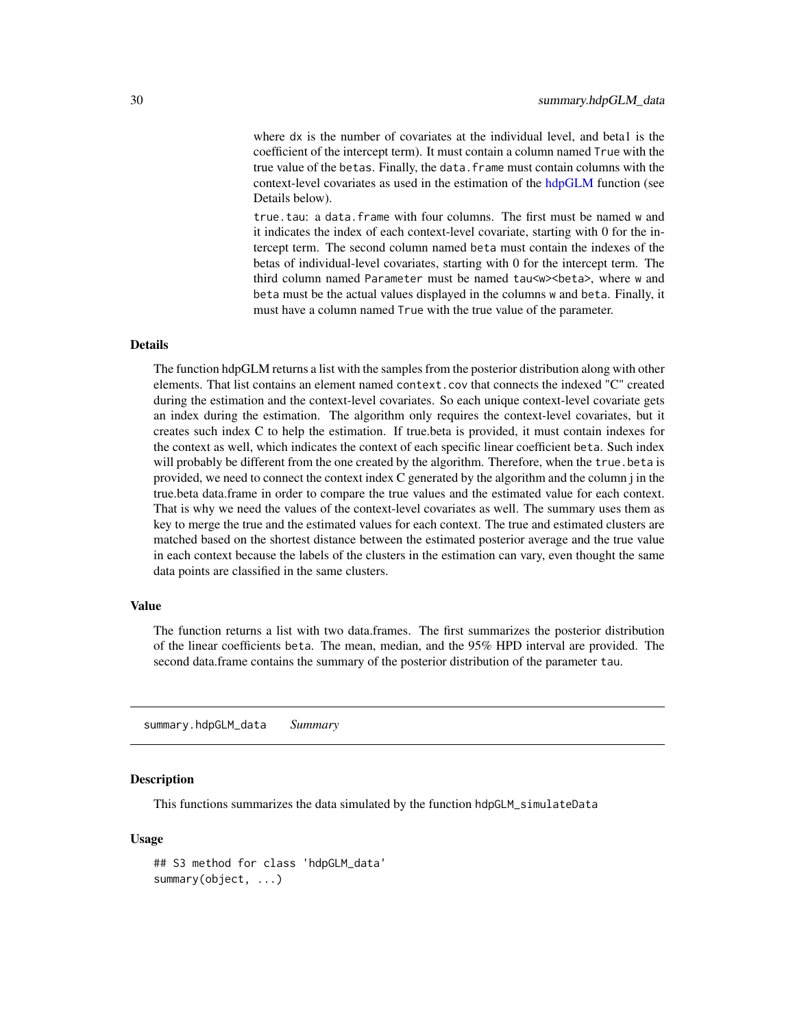where dx is the number of covariates at the individual level, and beta1 is the coefficient of the intercept term). It must contain a column named True with the true value of the betas. Finally, the data.frame must contain columns with the context-level covariates as used in the estimation of the hdpGLM function (see Details below).

true.tau: a data.frame with four columns. The first must be named w and it indicates the index of each context-level covariate, starting with 0 for the intercept term. The second column named beta must contain the indexes of the betas of individual-level covariates, starting with 0 for the intercept term. The third column named Parameter must be named tau<w><beta>, where w and beta must be the actual values displayed in the columns w and beta. Finally, it must have a column named True with the true value of the parameter.

### Details

The function hdpGLM returns a list with the samples from the posterior distribution along with other elements. That list contains an element named context.cov that connects the indexed "C" created during the estimation and the context-level covariates. So each unique context-level covariate gets an index during the estimation. The algorithm only requires the context-level covariates, but it creates such index C to help the estimation. If true.beta is provided, it must contain indexes for the context as well, which indicates the context of each specific linear coefficient beta. Such index will probably be different from the one created by the algorithm. Therefore, when the true.beta is provided, we need to connect the context index C generated by the algorithm and the column j in the true.beta data.frame in order to compare the true values and the estimated value for each context. That is why we need the values of the context-level covariates as well. The summary uses them as key to merge the true and the estimated values for each context. The true and estimated clusters are matched based on the shortest distance between the estimated posterior average and the true value in each context because the labels of the clusters in the estimation can vary, even thought the same data points are classified in the same clusters.

### Value

The function returns a list with two data.frames. The first summarizes the posterior distribution of the linear coefficients beta. The mean, median, and the 95% HPD interval are provided. The second data.frame contains the summary of the posterior distribution of the parameter tau.

## summary.hdpGLM_data    *Summary*

### Description

This functions summarizes the data simulated by the function hdpGLM_simulateData

### Usage

```
## S3 method for class 'hdpGLM_data'
summary(object, ...)
```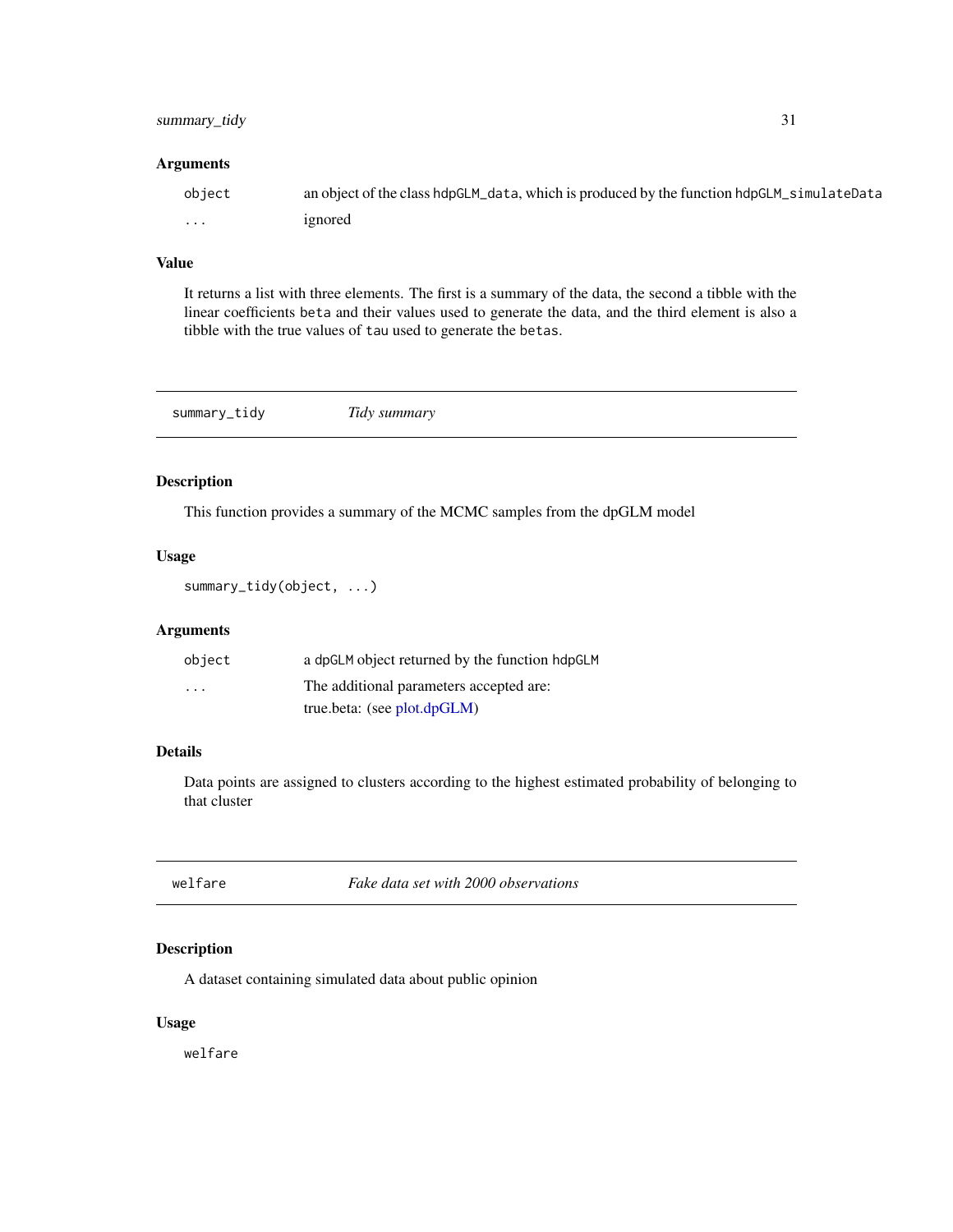### Arguments

| | |
|---|---|
| `object` | an object of the class `hdpGLM_data`, which is produced by the function `hdpGLM_simulateData` |
| `...` | ignored |

### Value

It returns a list with three elements. The first is a summary of the data, the second a tibble with the linear coefficients `beta` and their values used to generate the data, and the third element is also a tibble with the true values of `tau` used to generate the `betas`.

---

## summary_tidy — *Tidy summary*

### Description

This function provides a summary of the MCMC samples from the dpGLM model

### Usage

```
summary_tidy(object, ...)
```

### Arguments

| | |
|---|---|
| `object` | a `dpGLM` object returned by the function `hdpGLM` |
| `...` | The additional parameters accepted are:<br>true.beta: (see plot.dpGLM) |

### Details

Data points are assigned to clusters according to the highest estimated probability of belonging to that cluster

---

## welfare — *Fake data set with 2000 observations*

### Description

A dataset containing simulated data about public opinion

### Usage

```
welfare
```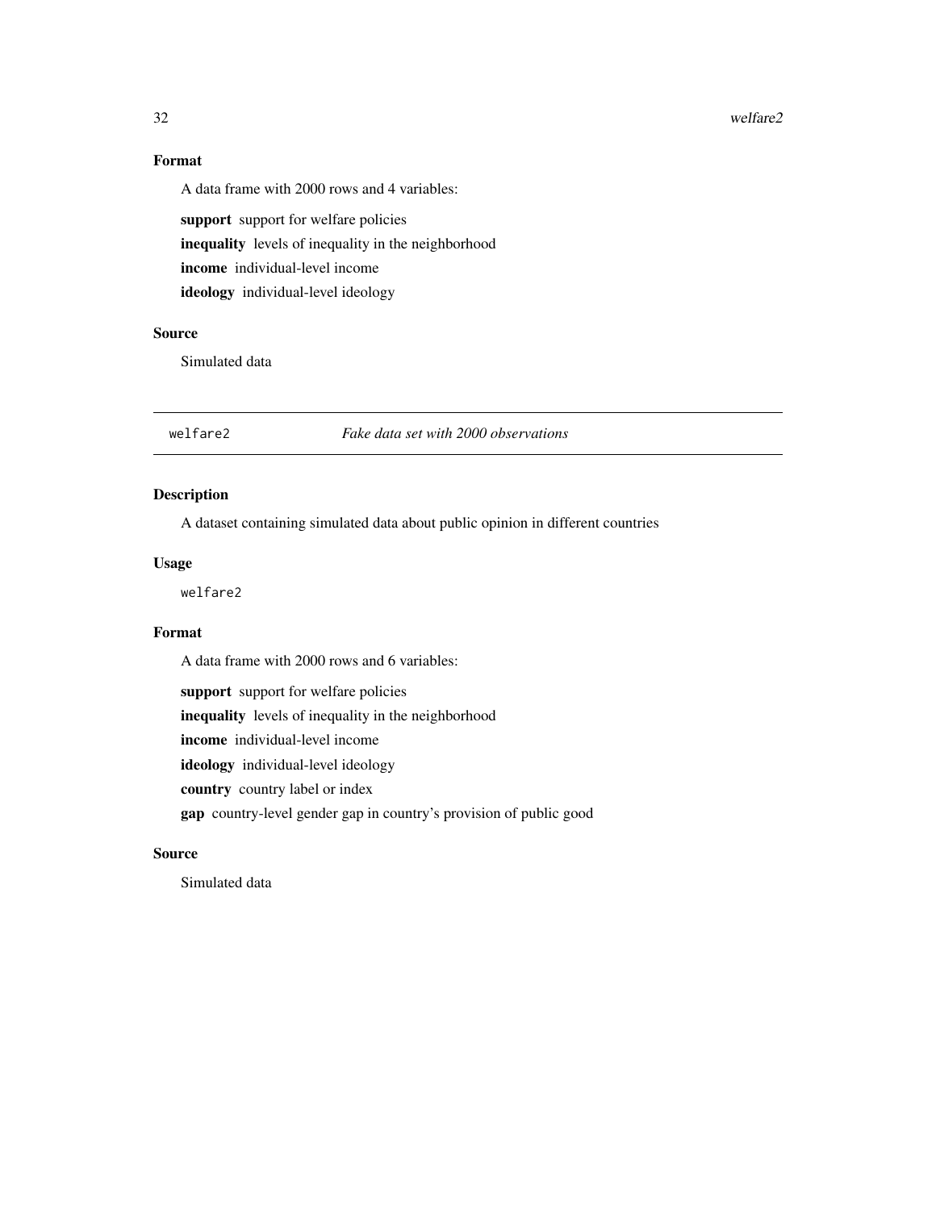## Format

A data frame with 2000 rows and 4 variables:

**support** support for welfare policies

**inequality** levels of inequality in the neighborhood

**income** individual-level income

**ideology** individual-level ideology

## Source

Simulated data

---

# welfare2 *Fake data set with 2000 observations*

---

## Description

A dataset containing simulated data about public opinion in different countries

## Usage

```
welfare2
```

## Format

A data frame with 2000 rows and 6 variables:

**support** support for welfare policies

**inequality** levels of inequality in the neighborhood

**income** individual-level income

**ideology** individual-level ideology

**country** country label or index

**gap** country-level gender gap in country's provision of public good

## Source

Simulated data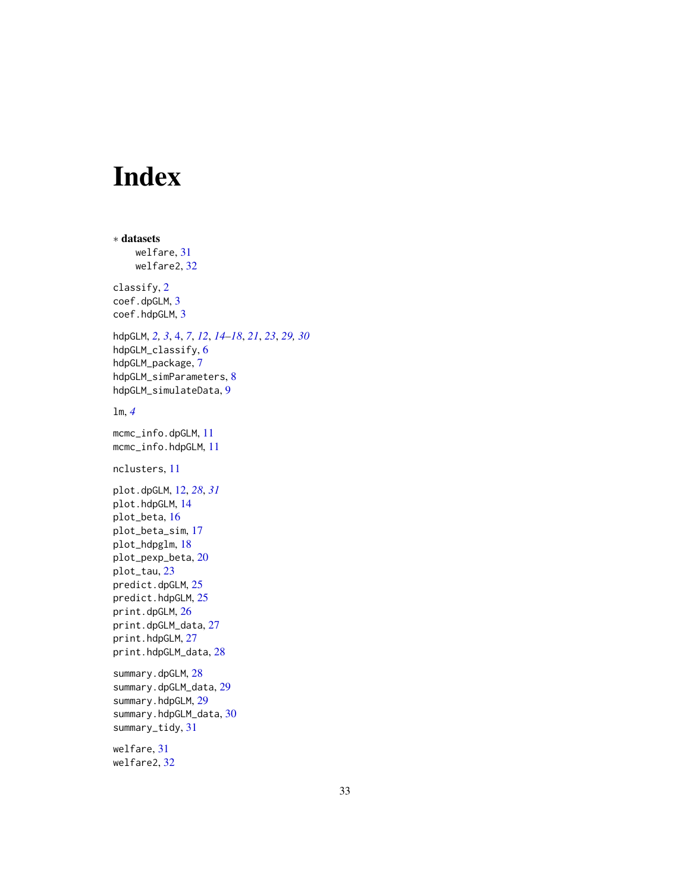# Index

∗ **datasets**
  welfare, 31
  welfare2, 32

classify, 2
coef.dpGLM, 3
coef.hdpGLM, 3

hdpGLM, *2, 3*, 4, *7*, *12*, *14–18*, *21*, *23*, *29, 30*
hdpGLM_classify, 6
hdpGLM_package, 7
hdpGLM_simParameters, 8
hdpGLM_simulateData, 9

lm, *4*

mcmc_info.dpGLM, 11
mcmc_info.hdpGLM, 11

nclusters, 11

plot.dpGLM, 12, *28*, *31*
plot.hdpGLM, 14
plot_beta, 16
plot_beta_sim, 17
plot_hdpglm, 18
plot_pexp_beta, 20
plot_tau, 23
predict.dpGLM, 25
predict.hdpGLM, 25
print.dpGLM, 26
print.dpGLM_data, 27
print.hdpGLM, 27
print.hdpGLM_data, 28

summary.dpGLM, 28
summary.dpGLM_data, 29
summary.hdpGLM, 29
summary.hdpGLM_data, 30
summary_tidy, 31

welfare, 31
welfare2, 32